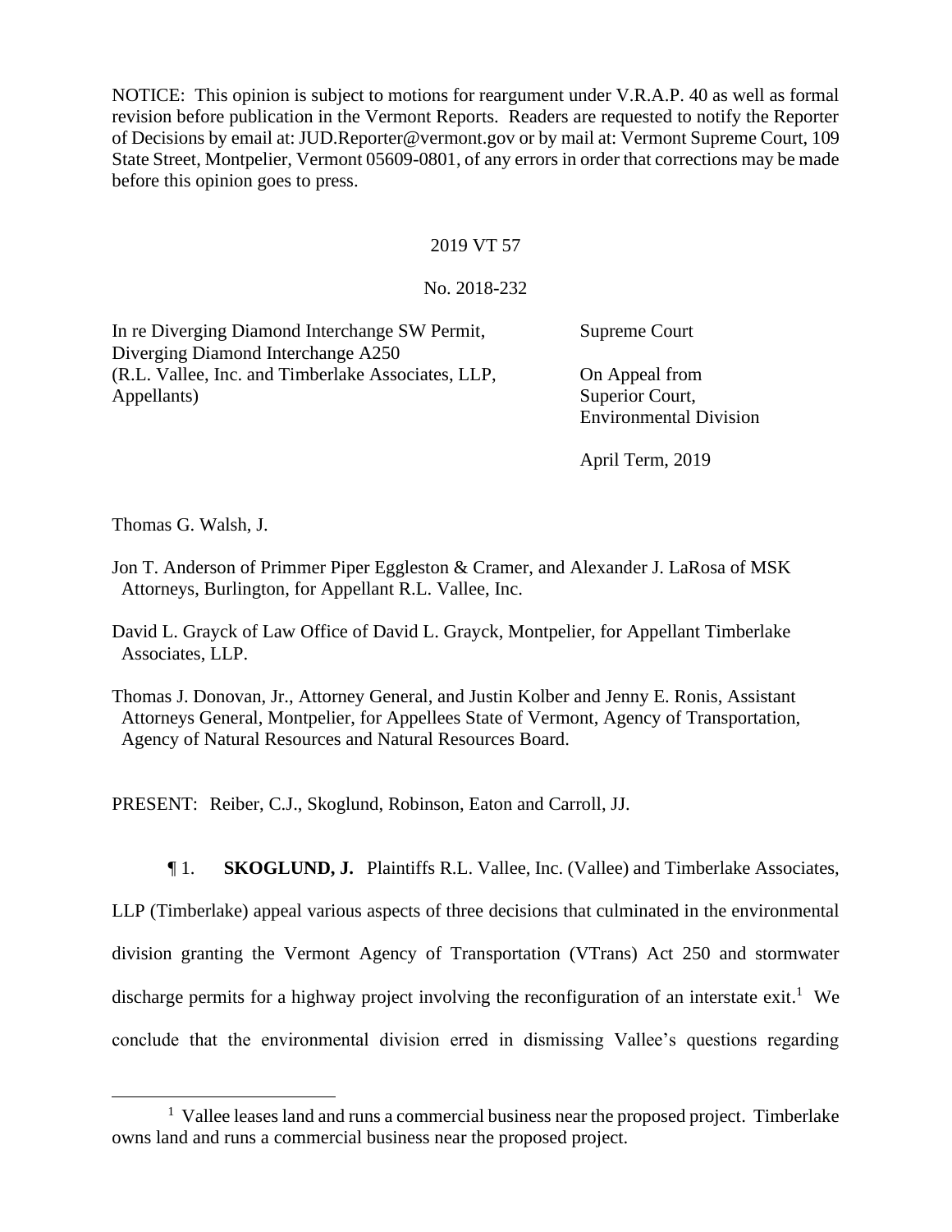NOTICE: This opinion is subject to motions for reargument under V.R.A.P. 40 as well as formal revision before publication in the Vermont Reports. Readers are requested to notify the Reporter of Decisions by email at: JUD.Reporter@vermont.gov or by mail at: Vermont Supreme Court, 109 State Street, Montpelier, Vermont 05609-0801, of any errors in order that corrections may be made before this opinion goes to press.

2019 VT 57

No. 2018-232

| | |
|---|---|
| In re Diverging Diamond Interchange SW Permit, Diverging Diamond Interchange A250 (R.L. Vallee, Inc. and Timberlake Associates, LLP, Appellants) | Supreme Court<br><br>On Appeal from Superior Court, Environmental Division<br><br>April Term, 2019 |

Thomas G. Walsh, J.

Jon T. Anderson of Primmer Piper Eggleston & Cramer, and Alexander J. LaRosa of MSK Attorneys, Burlington, for Appellant R.L. Vallee, Inc.

David L. Grayck of Law Office of David L. Grayck, Montpelier, for Appellant Timberlake Associates, LLP.

Thomas J. Donovan, Jr., Attorney General, and Justin Kolber and Jenny E. Ronis, Assistant Attorneys General, Montpelier, for Appellees State of Vermont, Agency of Transportation, Agency of Natural Resources and Natural Resources Board.

PRESENT: Reiber, C.J., Skoglund, Robinson, Eaton and Carroll, JJ.

¶ 1. **SKOGLUND, J.** Plaintiffs R.L. Vallee, Inc. (Vallee) and Timberlake Associates, LLP (Timberlake) appeal various aspects of three decisions that culminated in the environmental division granting the Vermont Agency of Transportation (VTrans) Act 250 and stormwater discharge permits for a highway project involving the reconfiguration of an interstate exit.[1] We conclude that the environmental division erred in dismissing Vallee's questions regarding

[1] Vallee leases land and runs a commercial business near the proposed project. Timberlake owns land and runs a commercial business near the proposed project.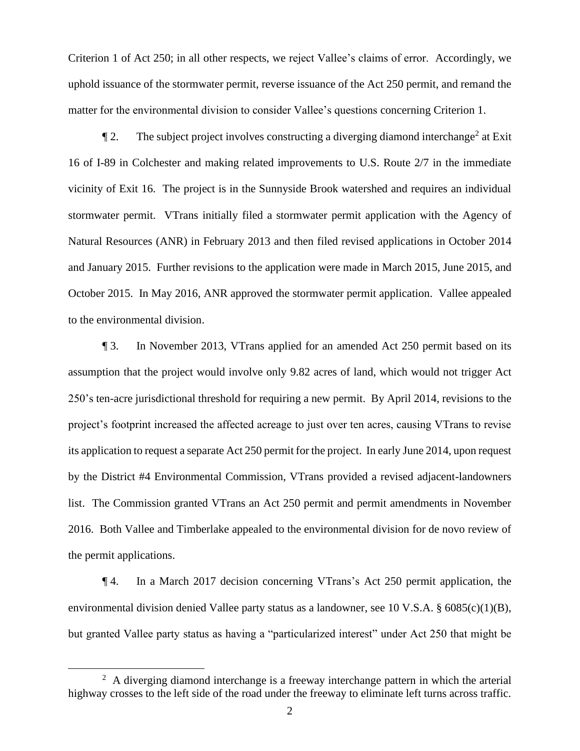Criterion 1 of Act 250; in all other respects, we reject Vallee's claims of error. Accordingly, we uphold issuance of the stormwater permit, reverse issuance of the Act 250 permit, and remand the matter for the environmental division to consider Vallee's questions concerning Criterion 1.

¶ 2. The subject project involves constructing a diverging diamond interchange[2] at Exit 16 of I-89 in Colchester and making related improvements to U.S. Route 2/7 in the immediate vicinity of Exit 16. The project is in the Sunnyside Brook watershed and requires an individual stormwater permit. VTrans initially filed a stormwater permit application with the Agency of Natural Resources (ANR) in February 2013 and then filed revised applications in October 2014 and January 2015. Further revisions to the application were made in March 2015, June 2015, and October 2015. In May 2016, ANR approved the stormwater permit application. Vallee appealed to the environmental division.

¶ 3. In November 2013, VTrans applied for an amended Act 250 permit based on its assumption that the project would involve only 9.82 acres of land, which would not trigger Act 250's ten-acre jurisdictional threshold for requiring a new permit. By April 2014, revisions to the project's footprint increased the affected acreage to just over ten acres, causing VTrans to revise its application to request a separate Act 250 permit for the project. In early June 2014, upon request by the District #4 Environmental Commission, VTrans provided a revised adjacent-landowners list. The Commission granted VTrans an Act 250 permit and permit amendments in November 2016. Both Vallee and Timberlake appealed to the environmental division for de novo review of the permit applications.

¶ 4. In a March 2017 decision concerning VTrans's Act 250 permit application, the environmental division denied Vallee party status as a landowner, see 10 V.S.A. § 6085(c)(1)(B), but granted Vallee party status as having a "particularized interest" under Act 250 that might be

[2] A diverging diamond interchange is a freeway interchange pattern in which the arterial highway crosses to the left side of the road under the freeway to eliminate left turns across traffic.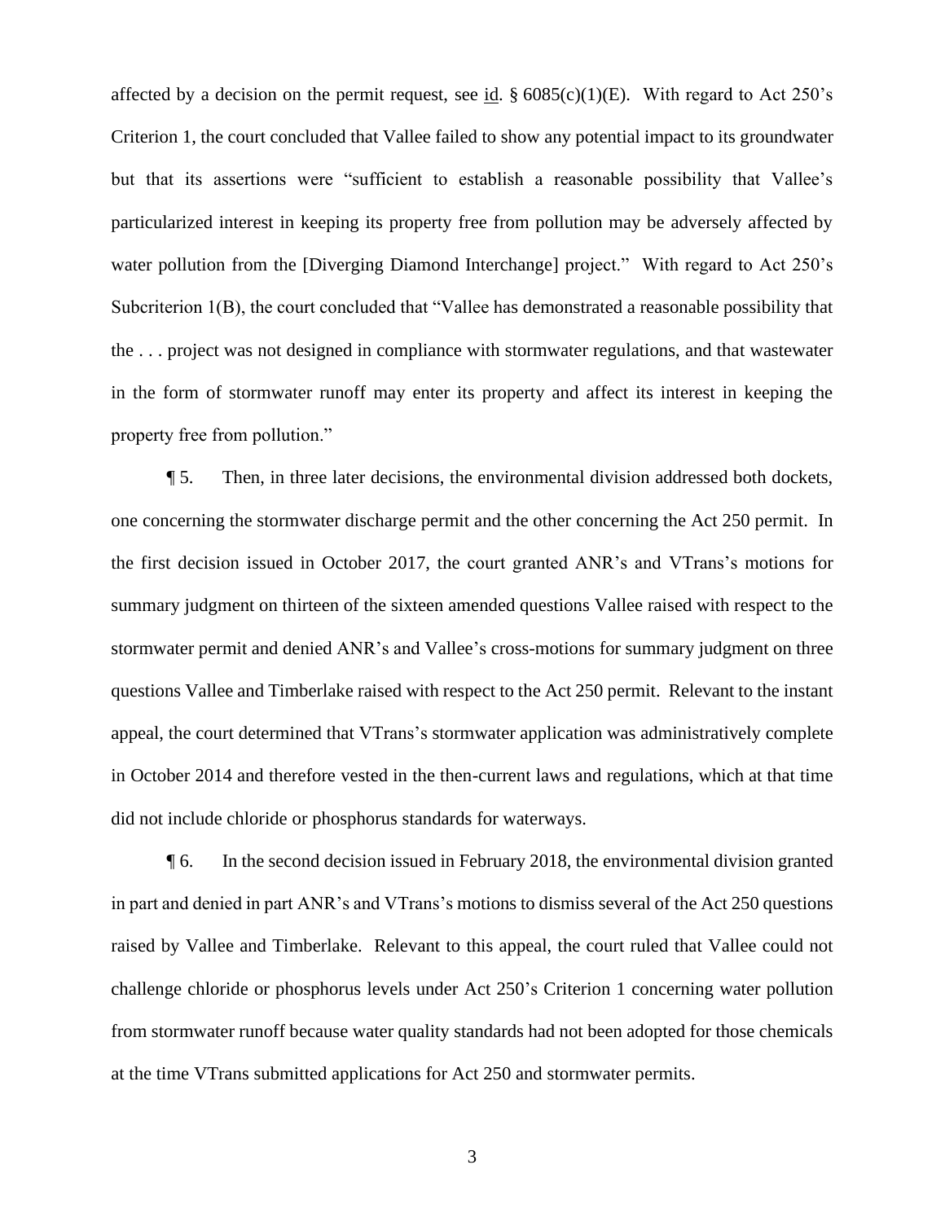affected by a decision on the permit request, see id. § 6085(c)(1)(E). With regard to Act 250's Criterion 1, the court concluded that Vallee failed to show any potential impact to its groundwater but that its assertions were "sufficient to establish a reasonable possibility that Vallee's particularized interest in keeping its property free from pollution may be adversely affected by water pollution from the [Diverging Diamond Interchange] project." With regard to Act 250's Subcriterion 1(B), the court concluded that "Vallee has demonstrated a reasonable possibility that the . . . project was not designed in compliance with stormwater regulations, and that wastewater in the form of stormwater runoff may enter its property and affect its interest in keeping the property free from pollution."

¶ 5. Then, in three later decisions, the environmental division addressed both dockets, one concerning the stormwater discharge permit and the other concerning the Act 250 permit. In the first decision issued in October 2017, the court granted ANR's and VTrans's motions for summary judgment on thirteen of the sixteen amended questions Vallee raised with respect to the stormwater permit and denied ANR's and Vallee's cross-motions for summary judgment on three questions Vallee and Timberlake raised with respect to the Act 250 permit. Relevant to the instant appeal, the court determined that VTrans's stormwater application was administratively complete in October 2014 and therefore vested in the then-current laws and regulations, which at that time did not include chloride or phosphorus standards for waterways.

¶ 6. In the second decision issued in February 2018, the environmental division granted in part and denied in part ANR's and VTrans's motions to dismiss several of the Act 250 questions raised by Vallee and Timberlake. Relevant to this appeal, the court ruled that Vallee could not challenge chloride or phosphorus levels under Act 250's Criterion 1 concerning water pollution from stormwater runoff because water quality standards had not been adopted for those chemicals at the time VTrans submitted applications for Act 250 and stormwater permits.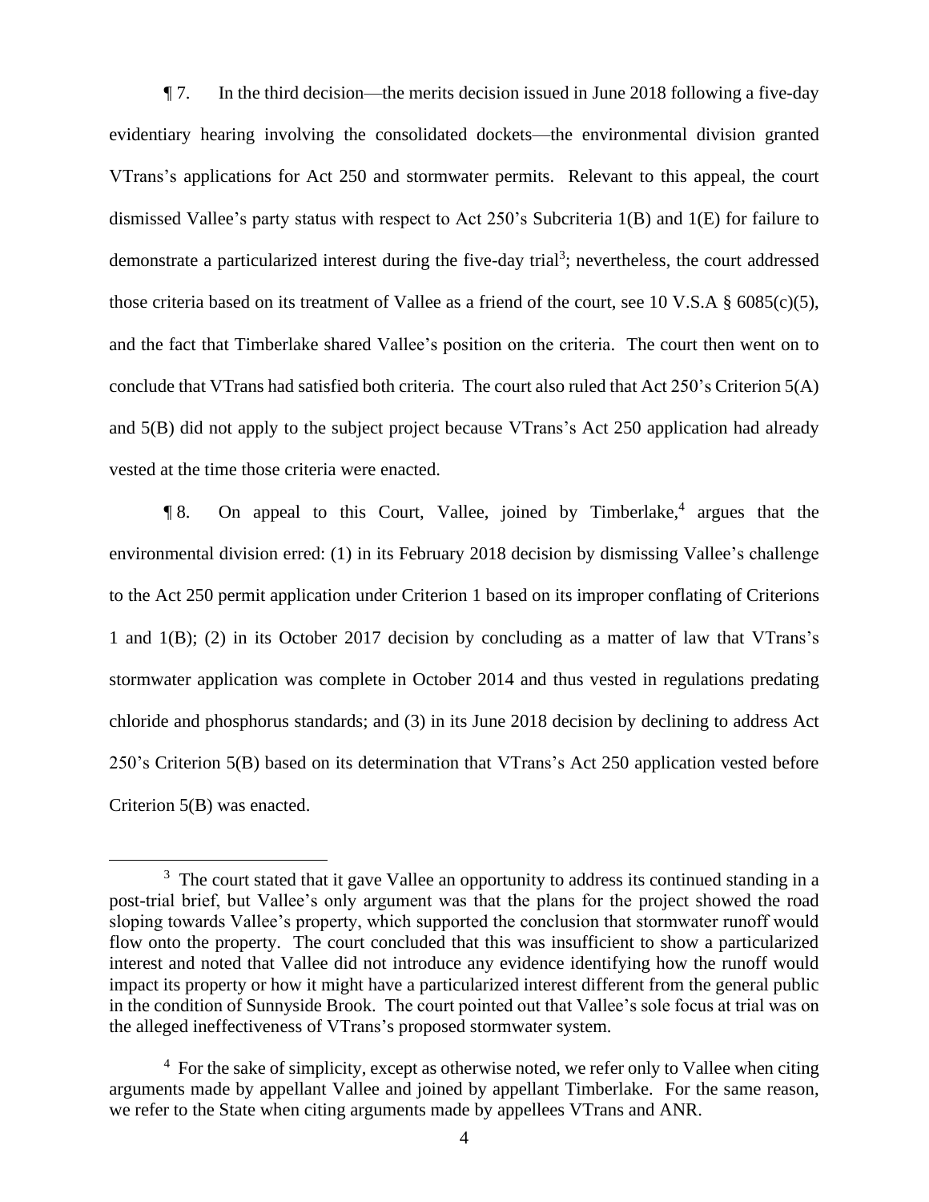¶ 7. In the third decision—the merits decision issued in June 2018 following a five-day evidentiary hearing involving the consolidated dockets—the environmental division granted VTrans's applications for Act 250 and stormwater permits. Relevant to this appeal, the court dismissed Vallee's party status with respect to Act 250's Subcriteria 1(B) and 1(E) for failure to demonstrate a particularized interest during the five-day trial[3]; nevertheless, the court addressed those criteria based on its treatment of Vallee as a friend of the court, see 10 V.S.A § 6085(c)(5), and the fact that Timberlake shared Vallee's position on the criteria. The court then went on to conclude that VTrans had satisfied both criteria. The court also ruled that Act 250's Criterion 5(A) and 5(B) did not apply to the subject project because VTrans's Act 250 application had already vested at the time those criteria were enacted.

¶ 8. On appeal to this Court, Vallee, joined by Timberlake,[4] argues that the environmental division erred: (1) in its February 2018 decision by dismissing Vallee's challenge to the Act 250 permit application under Criterion 1 based on its improper conflating of Criterions 1 and 1(B); (2) in its October 2017 decision by concluding as a matter of law that VTrans's stormwater application was complete in October 2014 and thus vested in regulations predating chloride and phosphorus standards; and (3) in its June 2018 decision by declining to address Act 250's Criterion 5(B) based on its determination that VTrans's Act 250 application vested before Criterion 5(B) was enacted.

---

[3] The court stated that it gave Vallee an opportunity to address its continued standing in a post-trial brief, but Vallee's only argument was that the plans for the project showed the road sloping towards Vallee's property, which supported the conclusion that stormwater runoff would flow onto the property. The court concluded that this was insufficient to show a particularized interest and noted that Vallee did not introduce any evidence identifying how the runoff would impact its property or how it might have a particularized interest different from the general public in the condition of Sunnyside Brook. The court pointed out that Vallee's sole focus at trial was on the alleged ineffectiveness of VTrans's proposed stormwater system.

[4] For the sake of simplicity, except as otherwise noted, we refer only to Vallee when citing arguments made by appellant Vallee and joined by appellant Timberlake. For the same reason, we refer to the State when citing arguments made by appellees VTrans and ANR.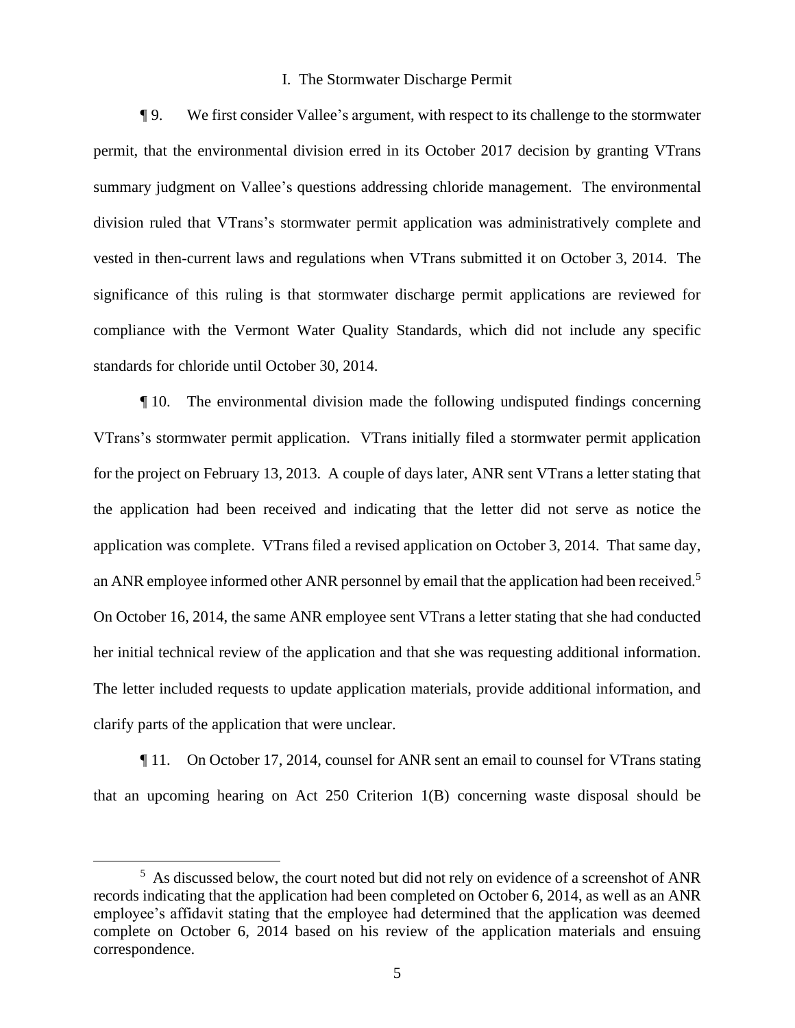## I. The Stormwater Discharge Permit

¶ 9. We first consider Vallee's argument, with respect to its challenge to the stormwater permit, that the environmental division erred in its October 2017 decision by granting VTrans summary judgment on Vallee's questions addressing chloride management. The environmental division ruled that VTrans's stormwater permit application was administratively complete and vested in then-current laws and regulations when VTrans submitted it on October 3, 2014. The significance of this ruling is that stormwater discharge permit applications are reviewed for compliance with the Vermont Water Quality Standards, which did not include any specific standards for chloride until October 30, 2014.

¶ 10. The environmental division made the following undisputed findings concerning VTrans's stormwater permit application. VTrans initially filed a stormwater permit application for the project on February 13, 2013. A couple of days later, ANR sent VTrans a letter stating that the application had been received and indicating that the letter did not serve as notice the application was complete. VTrans filed a revised application on October 3, 2014. That same day, an ANR employee informed other ANR personnel by email that the application had been received.[5] On October 16, 2014, the same ANR employee sent VTrans a letter stating that she had conducted her initial technical review of the application and that she was requesting additional information. The letter included requests to update application materials, provide additional information, and clarify parts of the application that were unclear.

¶ 11. On October 17, 2014, counsel for ANR sent an email to counsel for VTrans stating that an upcoming hearing on Act 250 Criterion 1(B) concerning waste disposal should be

---

[5] As discussed below, the court noted but did not rely on evidence of a screenshot of ANR records indicating that the application had been completed on October 6, 2014, as well as an ANR employee's affidavit stating that the employee had determined that the application was deemed complete on October 6, 2014 based on his review of the application materials and ensuing correspondence.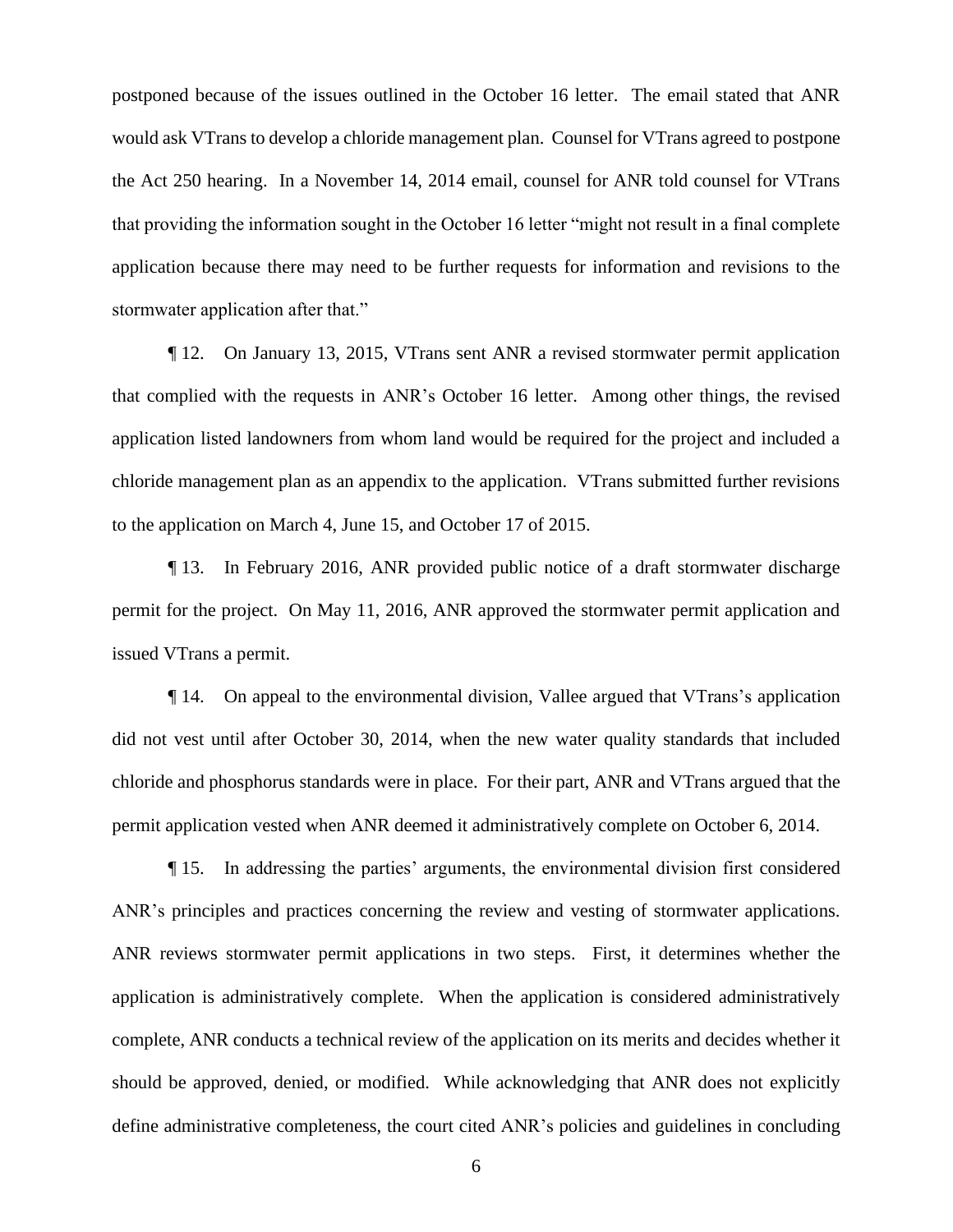postponed because of the issues outlined in the October 16 letter. The email stated that ANR would ask VTrans to develop a chloride management plan. Counsel for VTrans agreed to postpone the Act 250 hearing. In a November 14, 2014 email, counsel for ANR told counsel for VTrans that providing the information sought in the October 16 letter "might not result in a final complete application because there may need to be further requests for information and revisions to the stormwater application after that."

¶ 12. On January 13, 2015, VTrans sent ANR a revised stormwater permit application that complied with the requests in ANR's October 16 letter. Among other things, the revised application listed landowners from whom land would be required for the project and included a chloride management plan as an appendix to the application. VTrans submitted further revisions to the application on March 4, June 15, and October 17 of 2015.

¶ 13. In February 2016, ANR provided public notice of a draft stormwater discharge permit for the project. On May 11, 2016, ANR approved the stormwater permit application and issued VTrans a permit.

¶ 14. On appeal to the environmental division, Vallee argued that VTrans's application did not vest until after October 30, 2014, when the new water quality standards that included chloride and phosphorus standards were in place. For their part, ANR and VTrans argued that the permit application vested when ANR deemed it administratively complete on October 6, 2014.

¶ 15. In addressing the parties' arguments, the environmental division first considered ANR's principles and practices concerning the review and vesting of stormwater applications. ANR reviews stormwater permit applications in two steps. First, it determines whether the application is administratively complete. When the application is considered administratively complete, ANR conducts a technical review of the application on its merits and decides whether it should be approved, denied, or modified. While acknowledging that ANR does not explicitly define administrative completeness, the court cited ANR's policies and guidelines in concluding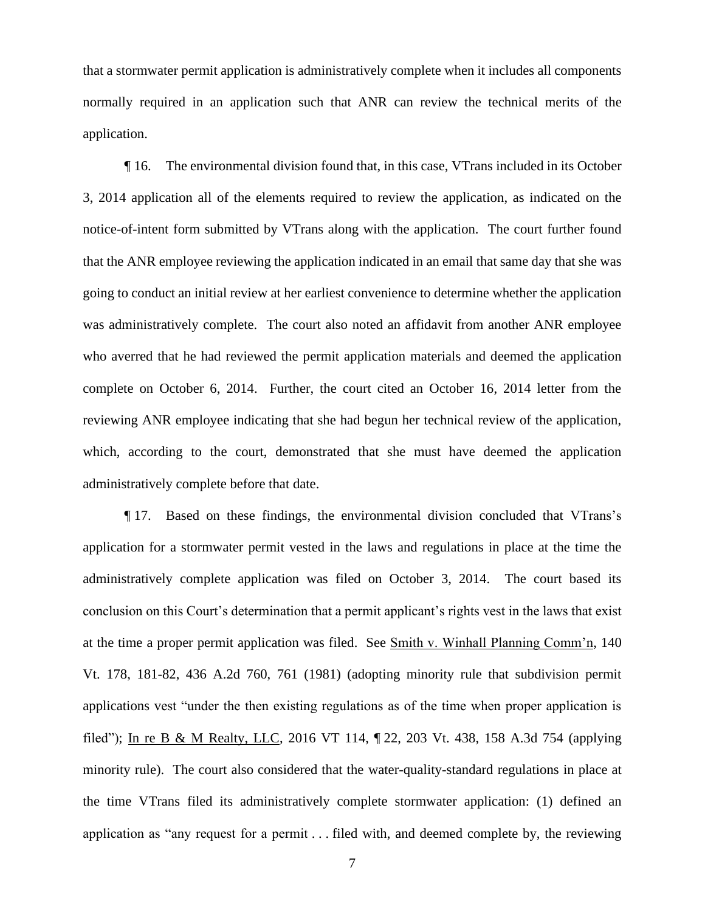that a stormwater permit application is administratively complete when it includes all components normally required in an application such that ANR can review the technical merits of the application.

¶ 16. The environmental division found that, in this case, VTrans included in its October 3, 2014 application all of the elements required to review the application, as indicated on the notice-of-intent form submitted by VTrans along with the application. The court further found that the ANR employee reviewing the application indicated in an email that same day that she was going to conduct an initial review at her earliest convenience to determine whether the application was administratively complete. The court also noted an affidavit from another ANR employee who averred that he had reviewed the permit application materials and deemed the application complete on October 6, 2014. Further, the court cited an October 16, 2014 letter from the reviewing ANR employee indicating that she had begun her technical review of the application, which, according to the court, demonstrated that she must have deemed the application administratively complete before that date.

¶ 17. Based on these findings, the environmental division concluded that VTrans's application for a stormwater permit vested in the laws and regulations in place at the time the administratively complete application was filed on October 3, 2014. The court based its conclusion on this Court's determination that a permit applicant's rights vest in the laws that exist at the time a proper permit application was filed. See Smith v. Winhall Planning Comm'n, 140 Vt. 178, 181-82, 436 A.2d 760, 761 (1981) (adopting minority rule that subdivision permit applications vest "under the then existing regulations as of the time when proper application is filed"); In re B & M Realty, LLC, 2016 VT 114, ¶ 22, 203 Vt. 438, 158 A.3d 754 (applying minority rule). The court also considered that the water-quality-standard regulations in place at the time VTrans filed its administratively complete stormwater application: (1) defined an application as "any request for a permit . . . filed with, and deemed complete by, the reviewing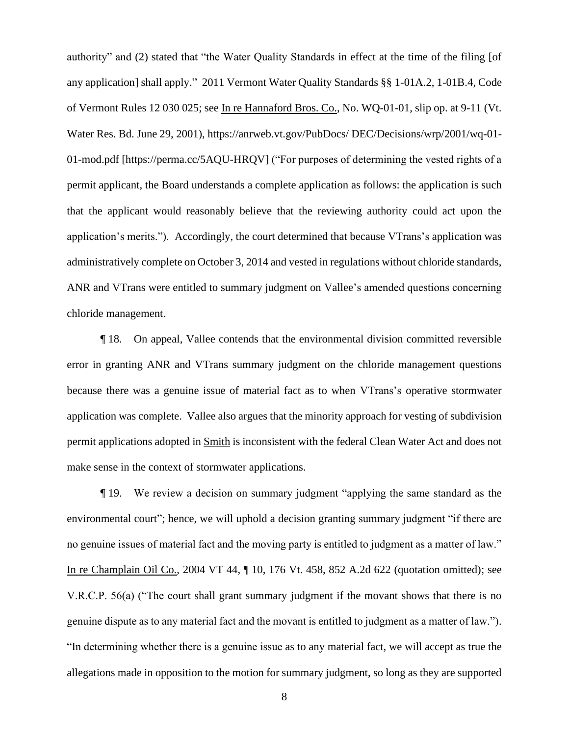authority" and (2) stated that "the Water Quality Standards in effect at the time of the filing [of any application] shall apply." 2011 Vermont Water Quality Standards §§ 1-01A.2, 1-01B.4, Code of Vermont Rules 12 030 025; see In re Hannaford Bros. Co., No. WQ-01-01, slip op. at 9-11 (Vt. Water Res. Bd. June 29, 2001), https://anrweb.vt.gov/PubDocs/ DEC/Decisions/wrp/2001/wq-01-01-mod.pdf [https://perma.cc/5AQU-HRQV] ("For purposes of determining the vested rights of a permit applicant, the Board understands a complete application as follows: the application is such that the applicant would reasonably believe that the reviewing authority could act upon the application's merits."). Accordingly, the court determined that because VTrans's application was administratively complete on October 3, 2014 and vested in regulations without chloride standards, ANR and VTrans were entitled to summary judgment on Vallee's amended questions concerning chloride management.

¶ 18. On appeal, Vallee contends that the environmental division committed reversible error in granting ANR and VTrans summary judgment on the chloride management questions because there was a genuine issue of material fact as to when VTrans's operative stormwater application was complete. Vallee also argues that the minority approach for vesting of subdivision permit applications adopted in Smith is inconsistent with the federal Clean Water Act and does not make sense in the context of stormwater applications.

¶ 19. We review a decision on summary judgment "applying the same standard as the environmental court"; hence, we will uphold a decision granting summary judgment "if there are no genuine issues of material fact and the moving party is entitled to judgment as a matter of law." In re Champlain Oil Co., 2004 VT 44, ¶ 10, 176 Vt. 458, 852 A.2d 622 (quotation omitted); see V.R.C.P. 56(a) ("The court shall grant summary judgment if the movant shows that there is no genuine dispute as to any material fact and the movant is entitled to judgment as a matter of law."). "In determining whether there is a genuine issue as to any material fact, we will accept as true the allegations made in opposition to the motion for summary judgment, so long as they are supported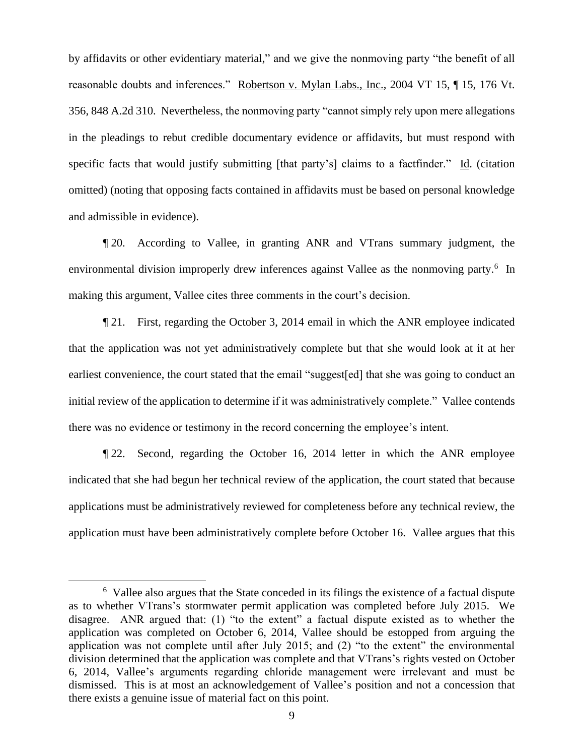by affidavits or other evidentiary material," and we give the nonmoving party "the benefit of all reasonable doubts and inferences." Robertson v. Mylan Labs., Inc., 2004 VT 15, ¶ 15, 176 Vt. 356, 848 A.2d 310. Nevertheless, the nonmoving party "cannot simply rely upon mere allegations in the pleadings to rebut credible documentary evidence or affidavits, but must respond with specific facts that would justify submitting [that party's] claims to a factfinder." Id. (citation omitted) (noting that opposing facts contained in affidavits must be based on personal knowledge and admissible in evidence).

¶ 20. According to Vallee, in granting ANR and VTrans summary judgment, the environmental division improperly drew inferences against Vallee as the nonmoving party.[6] In making this argument, Vallee cites three comments in the court's decision.

¶ 21. First, regarding the October 3, 2014 email in which the ANR employee indicated that the application was not yet administratively complete but that she would look at it at her earliest convenience, the court stated that the email "suggest[ed] that she was going to conduct an initial review of the application to determine if it was administratively complete." Vallee contends there was no evidence or testimony in the record concerning the employee's intent.

¶ 22. Second, regarding the October 16, 2014 letter in which the ANR employee indicated that she had begun her technical review of the application, the court stated that because applications must be administratively reviewed for completeness before any technical review, the application must have been administratively complete before October 16. Vallee argues that this

[6] Vallee also argues that the State conceded in its filings the existence of a factual dispute as to whether VTrans's stormwater permit application was completed before July 2015. We disagree. ANR argued that: (1) "to the extent" a factual dispute existed as to whether the application was completed on October 6, 2014, Vallee should be estopped from arguing the application was not complete until after July 2015; and (2) "to the extent" the environmental division determined that the application was complete and that VTrans's rights vested on October 6, 2014, Vallee's arguments regarding chloride management were irrelevant and must be dismissed. This is at most an acknowledgement of Vallee's position and not a concession that there exists a genuine issue of material fact on this point.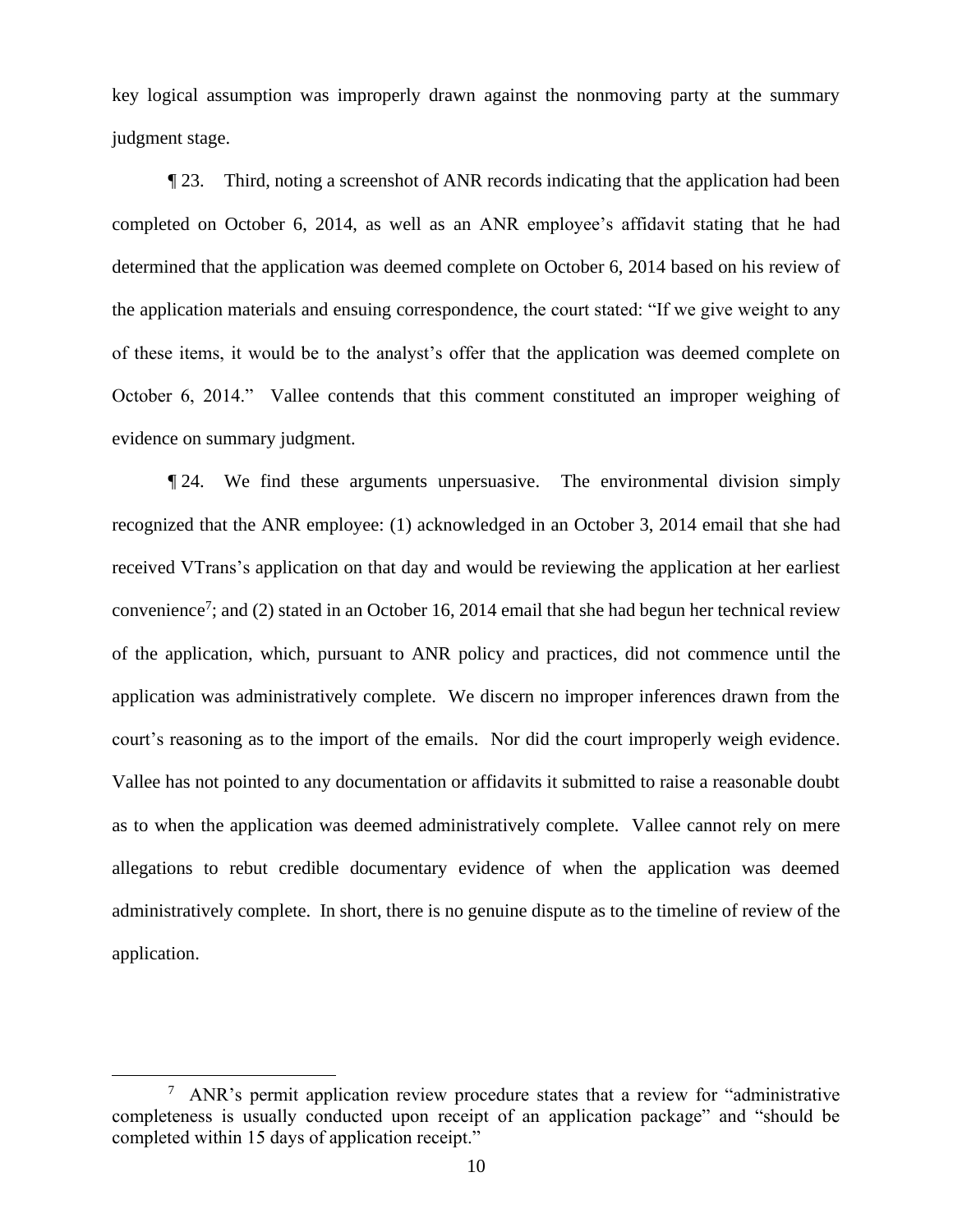key logical assumption was improperly drawn against the nonmoving party at the summary judgment stage.

¶ 23. Third, noting a screenshot of ANR records indicating that the application had been completed on October 6, 2014, as well as an ANR employee's affidavit stating that he had determined that the application was deemed complete on October 6, 2014 based on his review of the application materials and ensuing correspondence, the court stated: "If we give weight to any of these items, it would be to the analyst's offer that the application was deemed complete on October 6, 2014." Vallee contends that this comment constituted an improper weighing of evidence on summary judgment.

¶ 24. We find these arguments unpersuasive. The environmental division simply recognized that the ANR employee: (1) acknowledged in an October 3, 2014 email that she had received VTrans's application on that day and would be reviewing the application at her earliest convenience[7]; and (2) stated in an October 16, 2014 email that she had begun her technical review of the application, which, pursuant to ANR policy and practices, did not commence until the application was administratively complete. We discern no improper inferences drawn from the court's reasoning as to the import of the emails. Nor did the court improperly weigh evidence. Vallee has not pointed to any documentation or affidavits it submitted to raise a reasonable doubt as to when the application was deemed administratively complete. Vallee cannot rely on mere allegations to rebut credible documentary evidence of when the application was deemed administratively complete. In short, there is no genuine dispute as to the timeline of review of the application.

---

[7] ANR's permit application review procedure states that a review for "administrative completeness is usually conducted upon receipt of an application package" and "should be completed within 15 days of application receipt."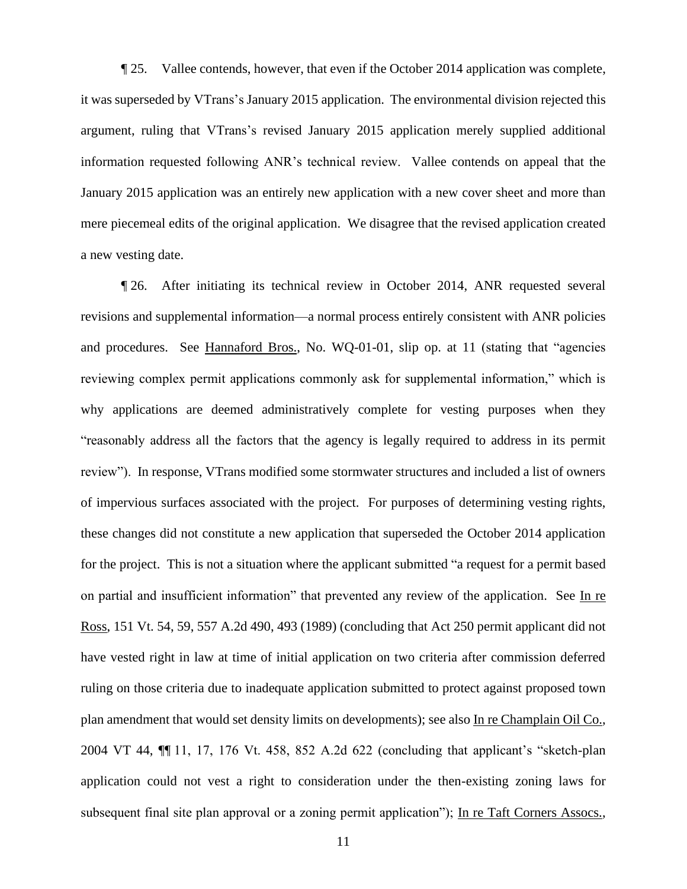¶ 25. Vallee contends, however, that even if the October 2014 application was complete, it was superseded by VTrans's January 2015 application. The environmental division rejected this argument, ruling that VTrans's revised January 2015 application merely supplied additional information requested following ANR's technical review. Vallee contends on appeal that the January 2015 application was an entirely new application with a new cover sheet and more than mere piecemeal edits of the original application. We disagree that the revised application created a new vesting date.

¶ 26. After initiating its technical review in October 2014, ANR requested several revisions and supplemental information—a normal process entirely consistent with ANR policies and procedures. See Hannaford Bros., No. WQ-01-01, slip op. at 11 (stating that "agencies reviewing complex permit applications commonly ask for supplemental information," which is why applications are deemed administratively complete for vesting purposes when they "reasonably address all the factors that the agency is legally required to address in its permit review"). In response, VTrans modified some stormwater structures and included a list of owners of impervious surfaces associated with the project. For purposes of determining vesting rights, these changes did not constitute a new application that superseded the October 2014 application for the project. This is not a situation where the applicant submitted "a request for a permit based on partial and insufficient information" that prevented any review of the application. See In re Ross, 151 Vt. 54, 59, 557 A.2d 490, 493 (1989) (concluding that Act 250 permit applicant did not have vested right in law at time of initial application on two criteria after commission deferred ruling on those criteria due to inadequate application submitted to protect against proposed town plan amendment that would set density limits on developments); see also In re Champlain Oil Co., 2004 VT 44, ¶¶ 11, 17, 176 Vt. 458, 852 A.2d 622 (concluding that applicant's "sketch-plan application could not vest a right to consideration under the then-existing zoning laws for subsequent final site plan approval or a zoning permit application"); In re Taft Corners Assocs.,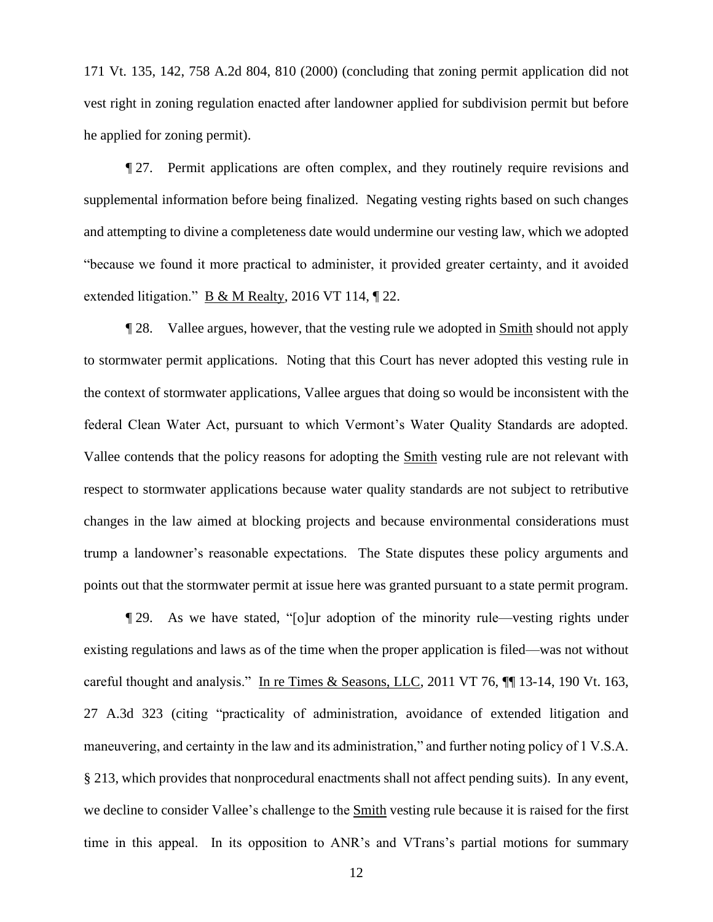171 Vt. 135, 142, 758 A.2d 804, 810 (2000) (concluding that zoning permit application did not vest right in zoning regulation enacted after landowner applied for subdivision permit but before he applied for zoning permit).

¶ 27. Permit applications are often complex, and they routinely require revisions and supplemental information before being finalized. Negating vesting rights based on such changes and attempting to divine a completeness date would undermine our vesting law, which we adopted "because we found it more practical to administer, it provided greater certainty, and it avoided extended litigation." B & M Realty, 2016 VT 114, ¶ 22.

¶ 28. Vallee argues, however, that the vesting rule we adopted in Smith should not apply to stormwater permit applications. Noting that this Court has never adopted this vesting rule in the context of stormwater applications, Vallee argues that doing so would be inconsistent with the federal Clean Water Act, pursuant to which Vermont's Water Quality Standards are adopted. Vallee contends that the policy reasons for adopting the Smith vesting rule are not relevant with respect to stormwater applications because water quality standards are not subject to retributive changes in the law aimed at blocking projects and because environmental considerations must trump a landowner's reasonable expectations. The State disputes these policy arguments and points out that the stormwater permit at issue here was granted pursuant to a state permit program.

¶ 29. As we have stated, "[o]ur adoption of the minority rule—vesting rights under existing regulations and laws as of the time when the proper application is filed—was not without careful thought and analysis." In re Times & Seasons, LLC, 2011 VT 76, ¶¶ 13-14, 190 Vt. 163, 27 A.3d 323 (citing "practicality of administration, avoidance of extended litigation and maneuvering, and certainty in the law and its administration," and further noting policy of 1 V.S.A. § 213, which provides that nonprocedural enactments shall not affect pending suits). In any event, we decline to consider Vallee's challenge to the Smith vesting rule because it is raised for the first time in this appeal. In its opposition to ANR's and VTrans's partial motions for summary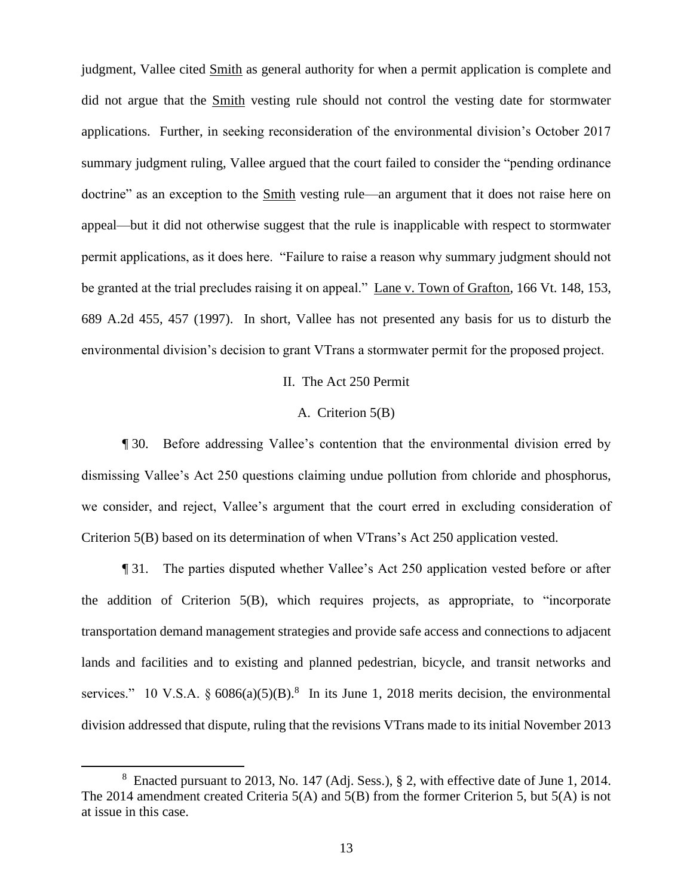judgment, Vallee cited Smith as general authority for when a permit application is complete and did not argue that the Smith vesting rule should not control the vesting date for stormwater applications. Further, in seeking reconsideration of the environmental division's October 2017 summary judgment ruling, Vallee argued that the court failed to consider the "pending ordinance doctrine" as an exception to the Smith vesting rule—an argument that it does not raise here on appeal—but it did not otherwise suggest that the rule is inapplicable with respect to stormwater permit applications, as it does here. "Failure to raise a reason why summary judgment should not be granted at the trial precludes raising it on appeal." Lane v. Town of Grafton, 166 Vt. 148, 153, 689 A.2d 455, 457 (1997). In short, Vallee has not presented any basis for us to disturb the environmental division's decision to grant VTrans a stormwater permit for the proposed project.

## II. The Act 250 Permit

### A. Criterion 5(B)

¶ 30. Before addressing Vallee's contention that the environmental division erred by dismissing Vallee's Act 250 questions claiming undue pollution from chloride and phosphorus, we consider, and reject, Vallee's argument that the court erred in excluding consideration of Criterion 5(B) based on its determination of when VTrans's Act 250 application vested.

¶ 31. The parties disputed whether Vallee's Act 250 application vested before or after the addition of Criterion 5(B), which requires projects, as appropriate, to "incorporate transportation demand management strategies and provide safe access and connections to adjacent lands and facilities and to existing and planned pedestrian, bicycle, and transit networks and services." 10 V.S.A. § 6086(a)(5)(B).[8] In its June 1, 2018 merits decision, the environmental division addressed that dispute, ruling that the revisions VTrans made to its initial November 2013

[8] Enacted pursuant to 2013, No. 147 (Adj. Sess.), § 2, with effective date of June 1, 2014. The 2014 amendment created Criteria 5(A) and 5(B) from the former Criterion 5, but 5(A) is not at issue in this case.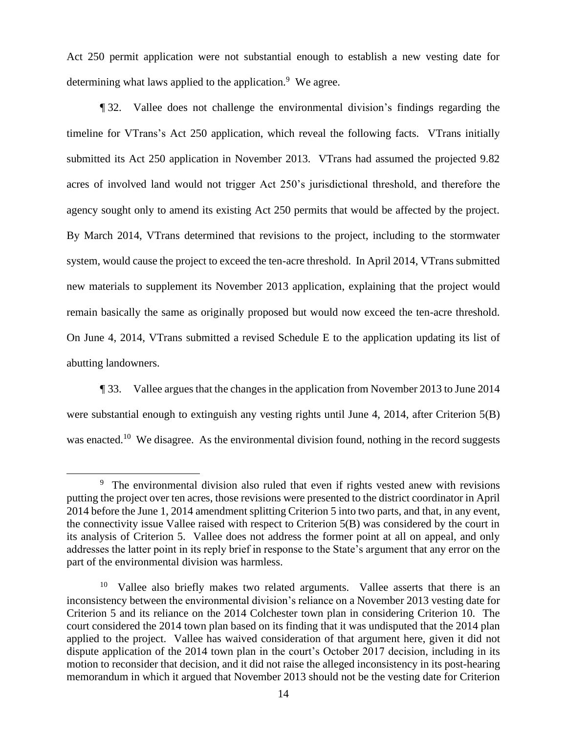Act 250 permit application were not substantial enough to establish a new vesting date for determining what laws applied to the application.[9] We agree.

¶ 32. Vallee does not challenge the environmental division's findings regarding the timeline for VTrans's Act 250 application, which reveal the following facts. VTrans initially submitted its Act 250 application in November 2013. VTrans had assumed the projected 9.82 acres of involved land would not trigger Act 250's jurisdictional threshold, and therefore the agency sought only to amend its existing Act 250 permits that would be affected by the project. By March 2014, VTrans determined that revisions to the project, including to the stormwater system, would cause the project to exceed the ten-acre threshold. In April 2014, VTrans submitted new materials to supplement its November 2013 application, explaining that the project would remain basically the same as originally proposed but would now exceed the ten-acre threshold. On June 4, 2014, VTrans submitted a revised Schedule E to the application updating its list of abutting landowners.

¶ 33. Vallee argues that the changes in the application from November 2013 to June 2014 were substantial enough to extinguish any vesting rights until June 4, 2014, after Criterion 5(B) was enacted.[10] We disagree. As the environmental division found, nothing in the record suggests

---

[9] The environmental division also ruled that even if rights vested anew with revisions putting the project over ten acres, those revisions were presented to the district coordinator in April 2014 before the June 1, 2014 amendment splitting Criterion 5 into two parts, and that, in any event, the connectivity issue Vallee raised with respect to Criterion 5(B) was considered by the court in its analysis of Criterion 5. Vallee does not address the former point at all on appeal, and only addresses the latter point in its reply brief in response to the State's argument that any error on the part of the environmental division was harmless.

[10] Vallee also briefly makes two related arguments. Vallee asserts that there is an inconsistency between the environmental division's reliance on a November 2013 vesting date for Criterion 5 and its reliance on the 2014 Colchester town plan in considering Criterion 10. The court considered the 2014 town plan based on its finding that it was undisputed that the 2014 plan applied to the project. Vallee has waived consideration of that argument here, given it did not dispute application of the 2014 town plan in the court's October 2017 decision, including in its motion to reconsider that decision, and it did not raise the alleged inconsistency in its post-hearing memorandum in which it argued that November 2013 should not be the vesting date for Criterion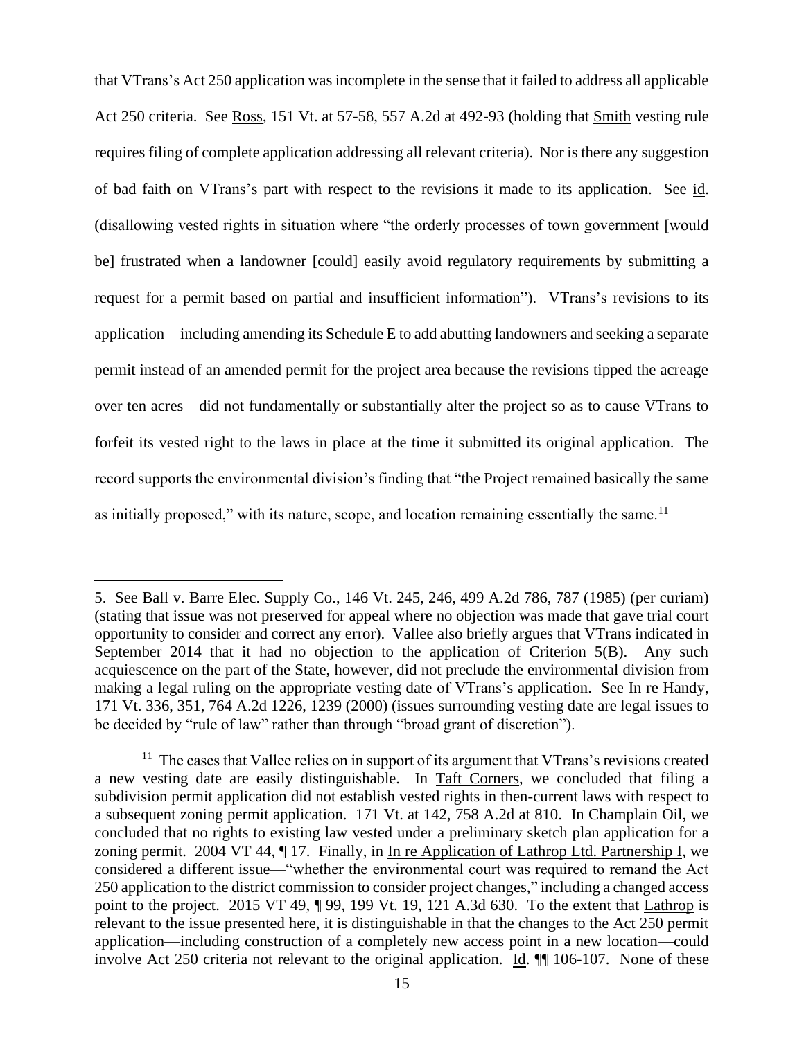that VTrans's Act 250 application was incomplete in the sense that it failed to address all applicable Act 250 criteria. See Ross, 151 Vt. at 57-58, 557 A.2d at 492-93 (holding that Smith vesting rule requires filing of complete application addressing all relevant criteria). Nor is there any suggestion of bad faith on VTrans's part with respect to the revisions it made to its application. See id. (disallowing vested rights in situation where "the orderly processes of town government [would be] frustrated when a landowner [could] easily avoid regulatory requirements by submitting a request for a permit based on partial and insufficient information"). VTrans's revisions to its application—including amending its Schedule E to add abutting landowners and seeking a separate permit instead of an amended permit for the project area because the revisions tipped the acreage over ten acres—did not fundamentally or substantially alter the project so as to cause VTrans to forfeit its vested right to the laws in place at the time it submitted its original application. The record supports the environmental division's finding that "the Project remained basically the same as initially proposed," with its nature, scope, and location remaining essentially the same.[11]

---

5. See Ball v. Barre Elec. Supply Co., 146 Vt. 245, 246, 499 A.2d 786, 787 (1985) (per curiam) (stating that issue was not preserved for appeal where no objection was made that gave trial court opportunity to consider and correct any error). Vallee also briefly argues that VTrans indicated in September 2014 that it had no objection to the application of Criterion 5(B). Any such acquiescence on the part of the State, however, did not preclude the environmental division from making a legal ruling on the appropriate vesting date of VTrans's application. See In re Handy, 171 Vt. 336, 351, 764 A.2d 1226, 1239 (2000) (issues surrounding vesting date are legal issues to be decided by "rule of law" rather than through "broad grant of discretion").

[11] The cases that Vallee relies on in support of its argument that VTrans's revisions created a new vesting date are easily distinguishable. In Taft Corners, we concluded that filing a subdivision permit application did not establish vested rights in then-current laws with respect to a subsequent zoning permit application. 171 Vt. at 142, 758 A.2d at 810. In Champlain Oil, we concluded that no rights to existing law vested under a preliminary sketch plan application for a zoning permit. 2004 VT 44, ¶ 17. Finally, in In re Application of Lathrop Ltd. Partnership I, we considered a different issue—"whether the environmental court was required to remand the Act 250 application to the district commission to consider project changes," including a changed access point to the project. 2015 VT 49, ¶ 99, 199 Vt. 19, 121 A.3d 630. To the extent that Lathrop is relevant to the issue presented here, it is distinguishable in that the changes to the Act 250 permit application—including construction of a completely new access point in a new location—could involve Act 250 criteria not relevant to the original application. Id. ¶¶ 106-107. None of these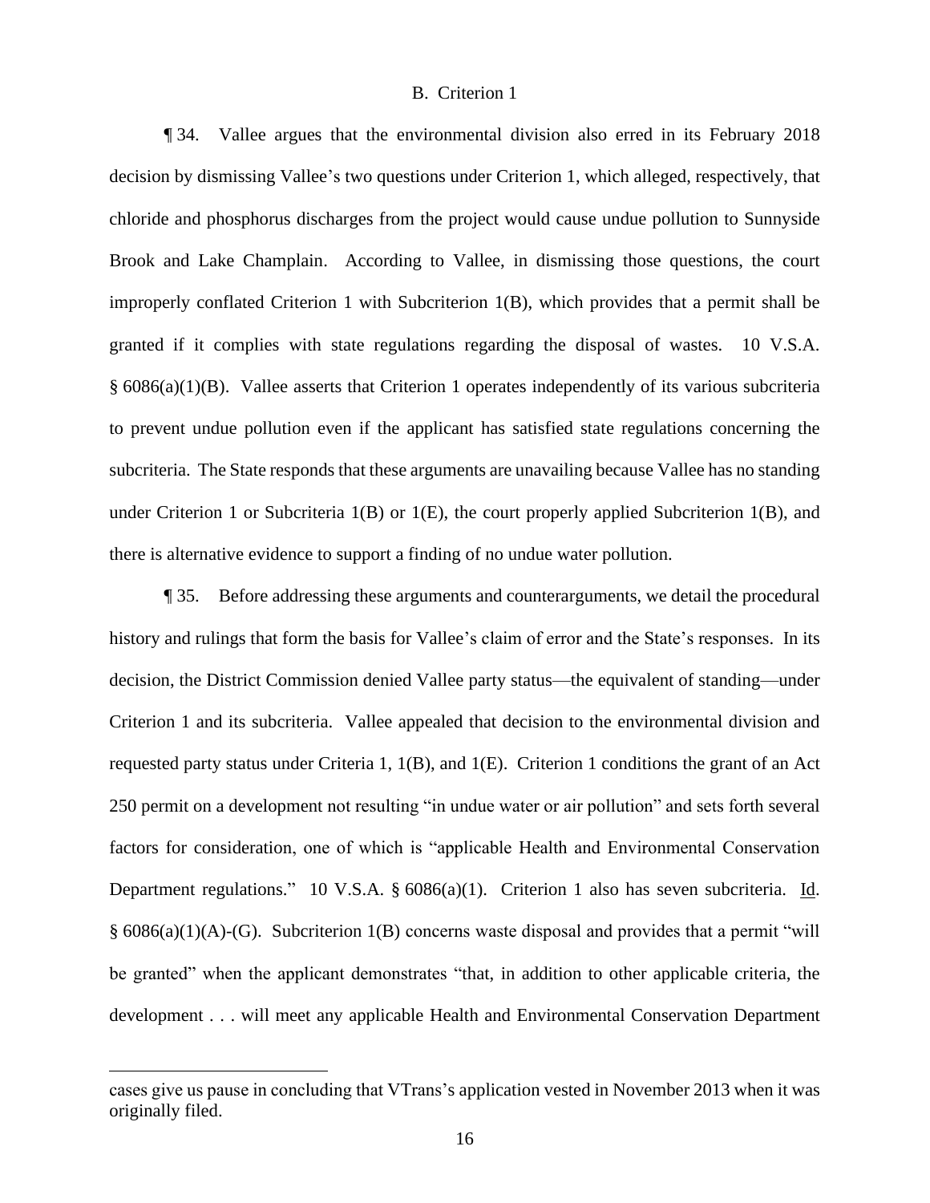### B. Criterion 1

¶ 34. Vallee argues that the environmental division also erred in its February 2018 decision by dismissing Vallee's two questions under Criterion 1, which alleged, respectively, that chloride and phosphorus discharges from the project would cause undue pollution to Sunnyside Brook and Lake Champlain. According to Vallee, in dismissing those questions, the court improperly conflated Criterion 1 with Subcriterion 1(B), which provides that a permit shall be granted if it complies with state regulations regarding the disposal of wastes. 10 V.S.A. § 6086(a)(1)(B). Vallee asserts that Criterion 1 operates independently of its various subcriteria to prevent undue pollution even if the applicant has satisfied state regulations concerning the subcriteria. The State responds that these arguments are unavailing because Vallee has no standing under Criterion 1 or Subcriteria 1(B) or 1(E), the court properly applied Subcriterion 1(B), and there is alternative evidence to support a finding of no undue water pollution.

¶ 35. Before addressing these arguments and counterarguments, we detail the procedural history and rulings that form the basis for Vallee's claim of error and the State's responses. In its decision, the District Commission denied Vallee party status—the equivalent of standing—under Criterion 1 and its subcriteria. Vallee appealed that decision to the environmental division and requested party status under Criteria 1, 1(B), and 1(E). Criterion 1 conditions the grant of an Act 250 permit on a development not resulting "in undue water or air pollution" and sets forth several factors for consideration, one of which is "applicable Health and Environmental Conservation Department regulations." 10 V.S.A. § 6086(a)(1). Criterion 1 also has seven subcriteria. Id. § 6086(a)(1)(A)-(G). Subcriterion 1(B) concerns waste disposal and provides that a permit "will be granted" when the applicant demonstrates "that, in addition to other applicable criteria, the development . . . will meet any applicable Health and Environmental Conservation Department

---

cases give us pause in concluding that VTrans's application vested in November 2013 when it was originally filed.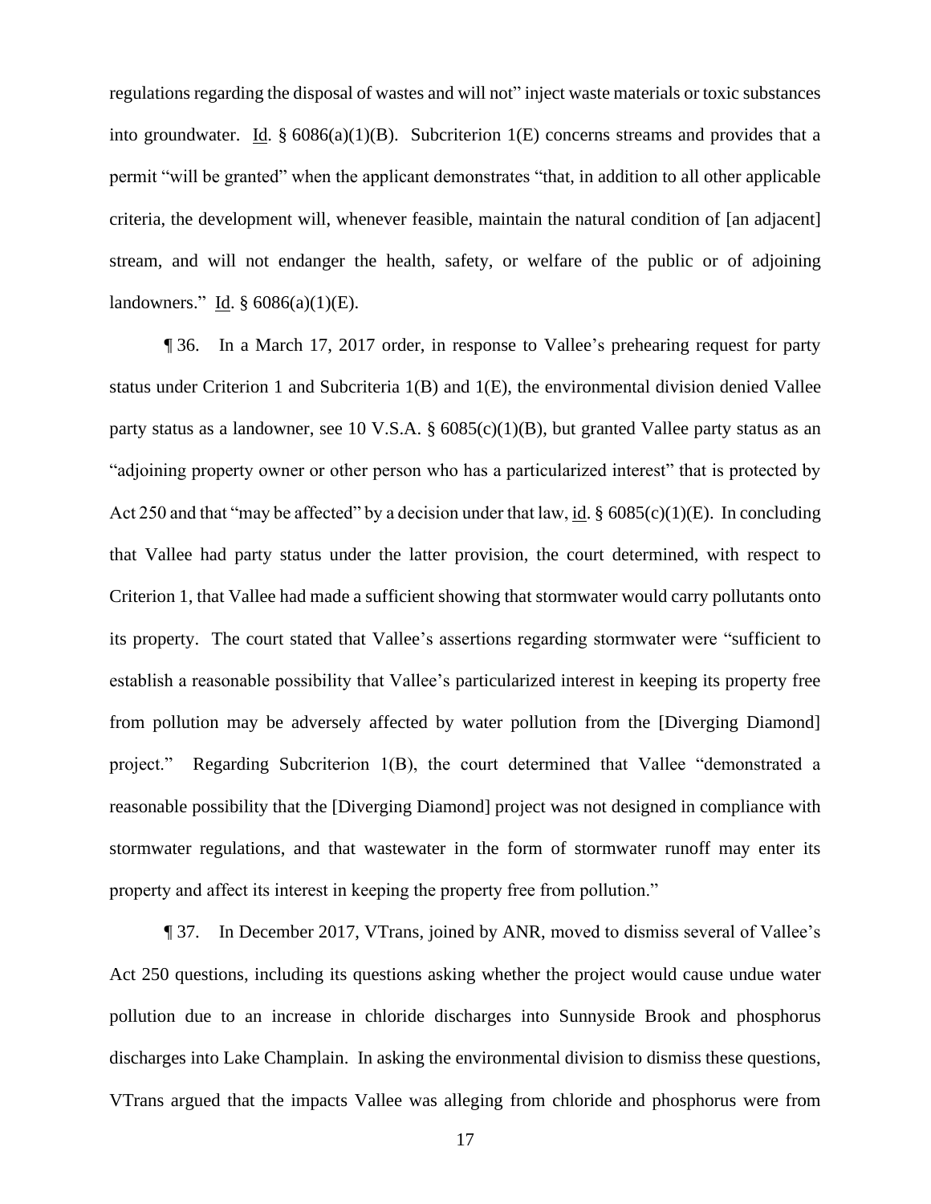regulations regarding the disposal of wastes and will not" inject waste materials or toxic substances into groundwater. Id. § 6086(a)(1)(B). Subcriterion 1(E) concerns streams and provides that a permit "will be granted" when the applicant demonstrates "that, in addition to all other applicable criteria, the development will, whenever feasible, maintain the natural condition of [an adjacent] stream, and will not endanger the health, safety, or welfare of the public or of adjoining landowners." Id. § 6086(a)(1)(E).

¶ 36. In a March 17, 2017 order, in response to Vallee's prehearing request for party status under Criterion 1 and Subcriteria 1(B) and 1(E), the environmental division denied Vallee party status as a landowner, see 10 V.S.A. § 6085(c)(1)(B), but granted Vallee party status as an "adjoining property owner or other person who has a particularized interest" that is protected by Act 250 and that "may be affected" by a decision under that law, id. § 6085(c)(1)(E). In concluding that Vallee had party status under the latter provision, the court determined, with respect to Criterion 1, that Vallee had made a sufficient showing that stormwater would carry pollutants onto its property. The court stated that Vallee's assertions regarding stormwater were "sufficient to establish a reasonable possibility that Vallee's particularized interest in keeping its property free from pollution may be adversely affected by water pollution from the [Diverging Diamond] project." Regarding Subcriterion 1(B), the court determined that Vallee "demonstrated a reasonable possibility that the [Diverging Diamond] project was not designed in compliance with stormwater regulations, and that wastewater in the form of stormwater runoff may enter its property and affect its interest in keeping the property free from pollution."

¶ 37. In December 2017, VTrans, joined by ANR, moved to dismiss several of Vallee's Act 250 questions, including its questions asking whether the project would cause undue water pollution due to an increase in chloride discharges into Sunnyside Brook and phosphorus discharges into Lake Champlain. In asking the environmental division to dismiss these questions, VTrans argued that the impacts Vallee was alleging from chloride and phosphorus were from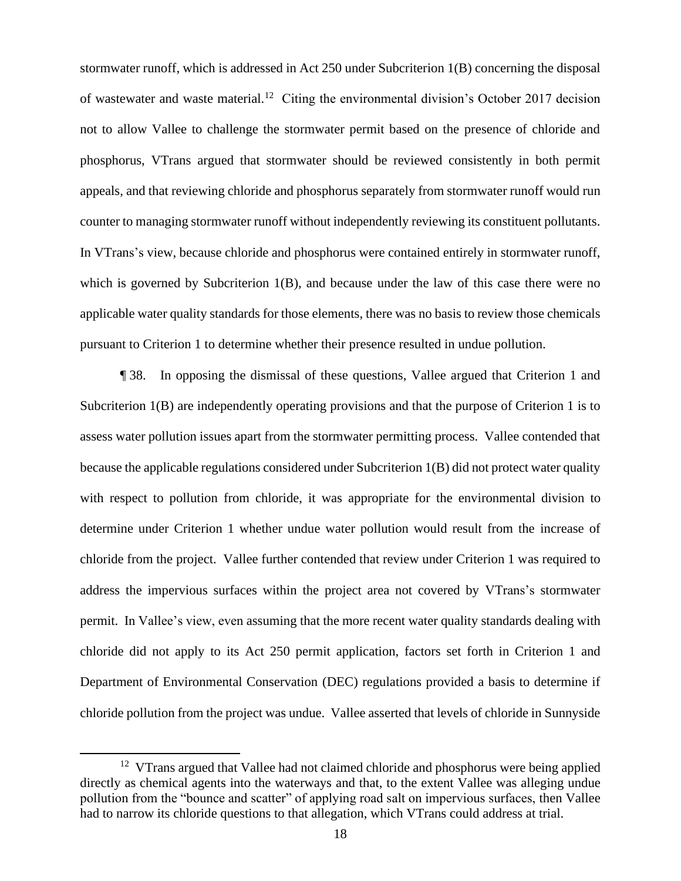stormwater runoff, which is addressed in Act 250 under Subcriterion 1(B) concerning the disposal of wastewater and waste material.[12] Citing the environmental division's October 2017 decision not to allow Vallee to challenge the stormwater permit based on the presence of chloride and phosphorus, VTrans argued that stormwater should be reviewed consistently in both permit appeals, and that reviewing chloride and phosphorus separately from stormwater runoff would run counter to managing stormwater runoff without independently reviewing its constituent pollutants. In VTrans's view, because chloride and phosphorus were contained entirely in stormwater runoff, which is governed by Subcriterion 1(B), and because under the law of this case there were no applicable water quality standards for those elements, there was no basis to review those chemicals pursuant to Criterion 1 to determine whether their presence resulted in undue pollution.

¶ 38. In opposing the dismissal of these questions, Vallee argued that Criterion 1 and Subcriterion 1(B) are independently operating provisions and that the purpose of Criterion 1 is to assess water pollution issues apart from the stormwater permitting process. Vallee contended that because the applicable regulations considered under Subcriterion 1(B) did not protect water quality with respect to pollution from chloride, it was appropriate for the environmental division to determine under Criterion 1 whether undue water pollution would result from the increase of chloride from the project. Vallee further contended that review under Criterion 1 was required to address the impervious surfaces within the project area not covered by VTrans's stormwater permit. In Vallee's view, even assuming that the more recent water quality standards dealing with chloride did not apply to its Act 250 permit application, factors set forth in Criterion 1 and Department of Environmental Conservation (DEC) regulations provided a basis to determine if chloride pollution from the project was undue. Vallee asserted that levels of chloride in Sunnyside

---

[12] VTrans argued that Vallee had not claimed chloride and phosphorus were being applied directly as chemical agents into the waterways and that, to the extent Vallee was alleging undue pollution from the "bounce and scatter" of applying road salt on impervious surfaces, then Vallee had to narrow its chloride questions to that allegation, which VTrans could address at trial.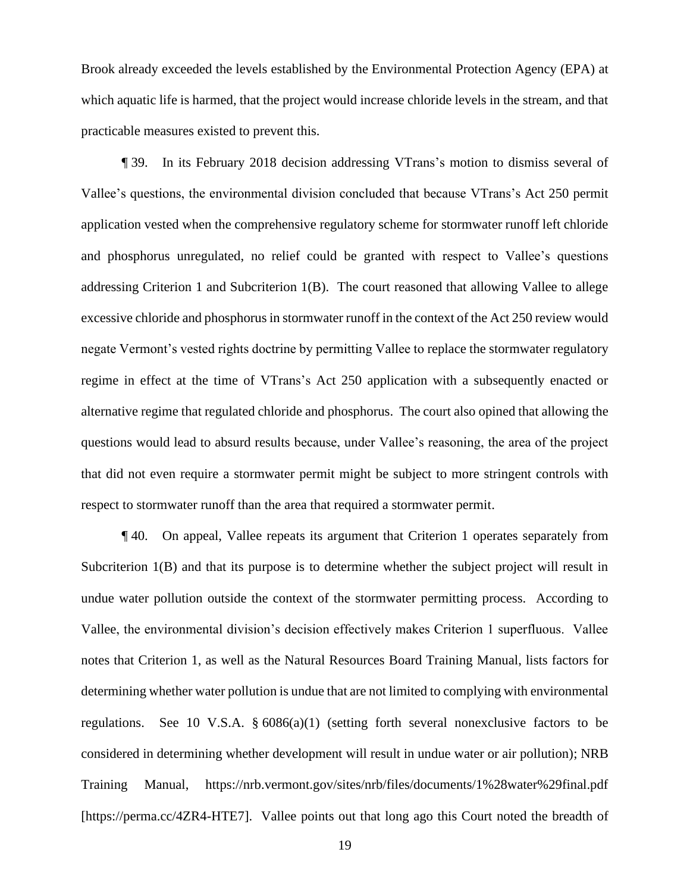Brook already exceeded the levels established by the Environmental Protection Agency (EPA) at which aquatic life is harmed, that the project would increase chloride levels in the stream, and that practicable measures existed to prevent this.

¶ 39. In its February 2018 decision addressing VTrans's motion to dismiss several of Vallee's questions, the environmental division concluded that because VTrans's Act 250 permit application vested when the comprehensive regulatory scheme for stormwater runoff left chloride and phosphorus unregulated, no relief could be granted with respect to Vallee's questions addressing Criterion 1 and Subcriterion 1(B). The court reasoned that allowing Vallee to allege excessive chloride and phosphorus in stormwater runoff in the context of the Act 250 review would negate Vermont's vested rights doctrine by permitting Vallee to replace the stormwater regulatory regime in effect at the time of VTrans's Act 250 application with a subsequently enacted or alternative regime that regulated chloride and phosphorus. The court also opined that allowing the questions would lead to absurd results because, under Vallee's reasoning, the area of the project that did not even require a stormwater permit might be subject to more stringent controls with respect to stormwater runoff than the area that required a stormwater permit.

¶ 40. On appeal, Vallee repeats its argument that Criterion 1 operates separately from Subcriterion 1(B) and that its purpose is to determine whether the subject project will result in undue water pollution outside the context of the stormwater permitting process. According to Vallee, the environmental division's decision effectively makes Criterion 1 superfluous. Vallee notes that Criterion 1, as well as the Natural Resources Board Training Manual, lists factors for determining whether water pollution is undue that are not limited to complying with environmental regulations. See 10 V.S.A. § 6086(a)(1) (setting forth several nonexclusive factors to be considered in determining whether development will result in undue water or air pollution); NRB Training Manual, https://nrb.vermont.gov/sites/nrb/files/documents/1%28water%29final.pdf [https://perma.cc/4ZR4-HTE7]. Vallee points out that long ago this Court noted the breadth of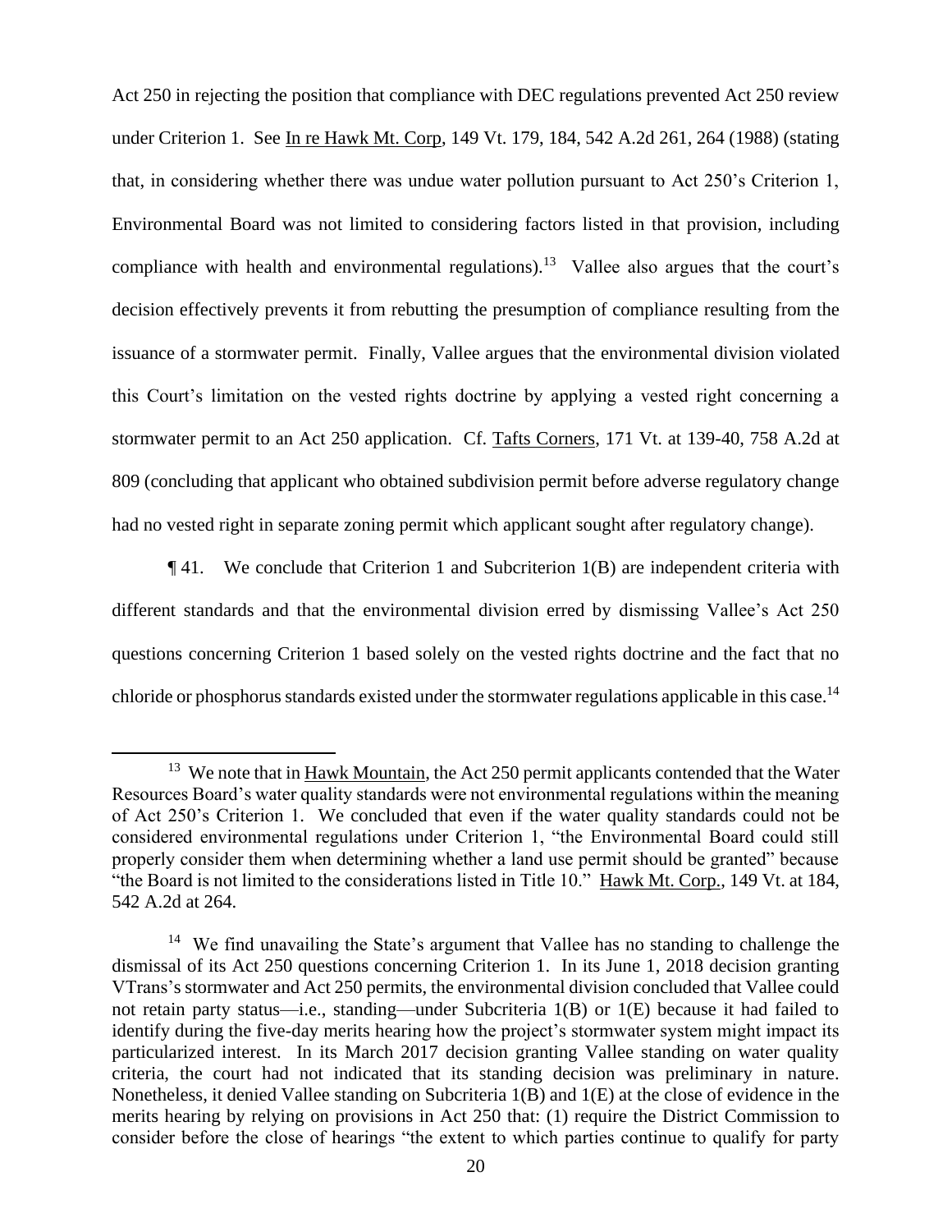Act 250 in rejecting the position that compliance with DEC regulations prevented Act 250 review under Criterion 1. See In re Hawk Mt. Corp, 149 Vt. 179, 184, 542 A.2d 261, 264 (1988) (stating that, in considering whether there was undue water pollution pursuant to Act 250's Criterion 1, Environmental Board was not limited to considering factors listed in that provision, including compliance with health and environmental regulations).[13] Vallee also argues that the court's decision effectively prevents it from rebutting the presumption of compliance resulting from the issuance of a stormwater permit. Finally, Vallee argues that the environmental division violated this Court's limitation on the vested rights doctrine by applying a vested right concerning a stormwater permit to an Act 250 application. Cf. Tafts Corners, 171 Vt. at 139-40, 758 A.2d at 809 (concluding that applicant who obtained subdivision permit before adverse regulatory change had no vested right in separate zoning permit which applicant sought after regulatory change).

¶ 41. We conclude that Criterion 1 and Subcriterion 1(B) are independent criteria with different standards and that the environmental division erred by dismissing Vallee's Act 250 questions concerning Criterion 1 based solely on the vested rights doctrine and the fact that no chloride or phosphorus standards existed under the stormwater regulations applicable in this case.[14]

---

[13] We note that in Hawk Mountain, the Act 250 permit applicants contended that the Water Resources Board's water quality standards were not environmental regulations within the meaning of Act 250's Criterion 1. We concluded that even if the water quality standards could not be considered environmental regulations under Criterion 1, "the Environmental Board could still properly consider them when determining whether a land use permit should be granted" because "the Board is not limited to the considerations listed in Title 10." Hawk Mt. Corp., 149 Vt. at 184, 542 A.2d at 264.

[14] We find unavailing the State's argument that Vallee has no standing to challenge the dismissal of its Act 250 questions concerning Criterion 1. In its June 1, 2018 decision granting VTrans's stormwater and Act 250 permits, the environmental division concluded that Vallee could not retain party status—i.e., standing—under Subcriteria 1(B) or 1(E) because it had failed to identify during the five-day merits hearing how the project's stormwater system might impact its particularized interest. In its March 2017 decision granting Vallee standing on water quality criteria, the court had not indicated that its standing decision was preliminary in nature. Nonetheless, it denied Vallee standing on Subcriteria 1(B) and 1(E) at the close of evidence in the merits hearing by relying on provisions in Act 250 that: (1) require the District Commission to consider before the close of hearings "the extent to which parties continue to qualify for party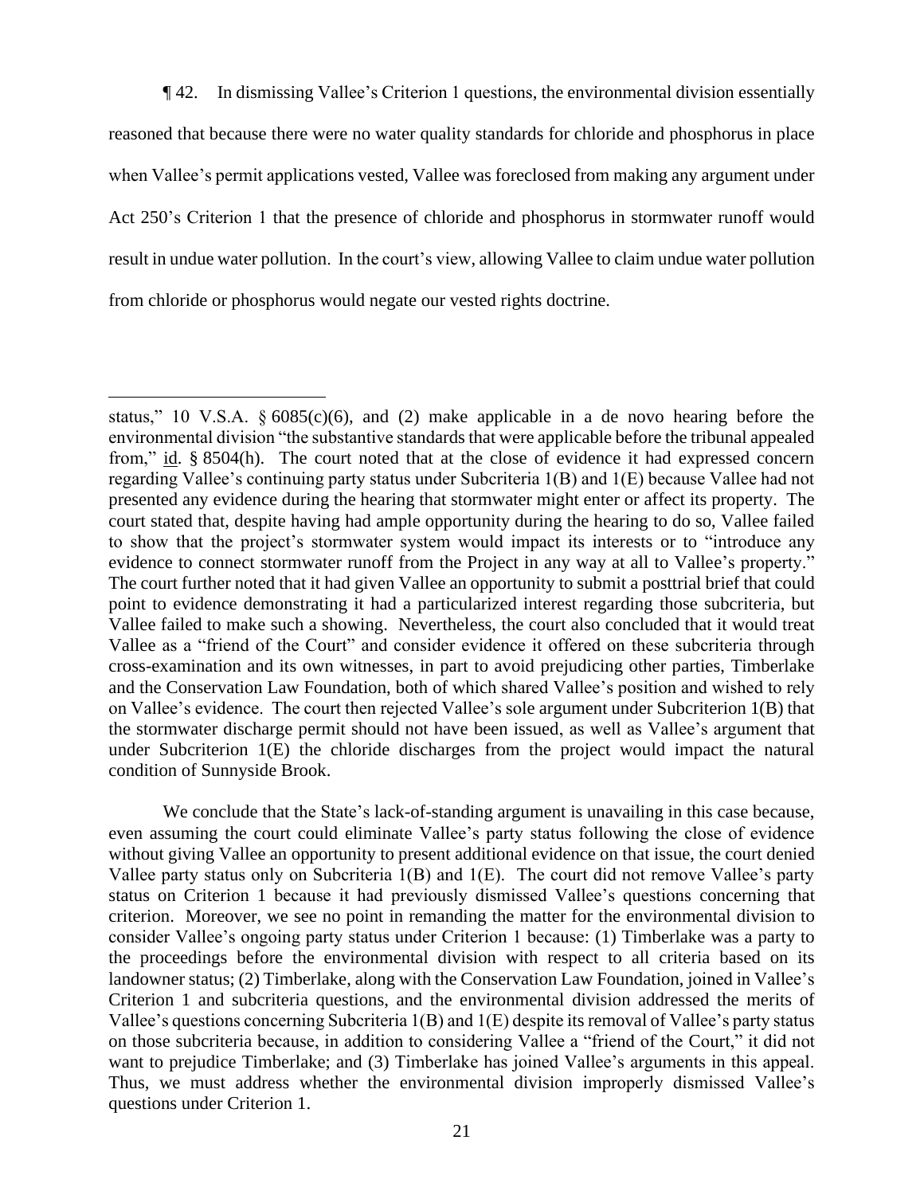¶ 42. In dismissing Vallee's Criterion 1 questions, the environmental division essentially reasoned that because there were no water quality standards for chloride and phosphorus in place when Vallee's permit applications vested, Vallee was foreclosed from making any argument under Act 250's Criterion 1 that the presence of chloride and phosphorus in stormwater runoff would result in undue water pollution. In the court's view, allowing Vallee to claim undue water pollution from chloride or phosphorus would negate our vested rights doctrine.

---

status," 10 V.S.A. § 6085(c)(6), and (2) make applicable in a de novo hearing before the environmental division "the substantive standards that were applicable before the tribunal appealed from," id. § 8504(h). The court noted that at the close of evidence it had expressed concern regarding Vallee's continuing party status under Subcriteria 1(B) and 1(E) because Vallee had not presented any evidence during the hearing that stormwater might enter or affect its property. The court stated that, despite having had ample opportunity during the hearing to do so, Vallee failed to show that the project's stormwater system would impact its interests or to "introduce any evidence to connect stormwater runoff from the Project in any way at all to Vallee's property." The court further noted that it had given Vallee an opportunity to submit a posttrial brief that could point to evidence demonstrating it had a particularized interest regarding those subcriteria, but Vallee failed to make such a showing. Nevertheless, the court also concluded that it would treat Vallee as a "friend of the Court" and consider evidence it offered on these subcriteria through cross-examination and its own witnesses, in part to avoid prejudicing other parties, Timberlake and the Conservation Law Foundation, both of which shared Vallee's position and wished to rely on Vallee's evidence. The court then rejected Vallee's sole argument under Subcriterion 1(B) that the stormwater discharge permit should not have been issued, as well as Vallee's argument that under Subcriterion 1(E) the chloride discharges from the project would impact the natural condition of Sunnyside Brook.

We conclude that the State's lack-of-standing argument is unavailing in this case because, even assuming the court could eliminate Vallee's party status following the close of evidence without giving Vallee an opportunity to present additional evidence on that issue, the court denied Vallee party status only on Subcriteria 1(B) and 1(E). The court did not remove Vallee's party status on Criterion 1 because it had previously dismissed Vallee's questions concerning that criterion. Moreover, we see no point in remanding the matter for the environmental division to consider Vallee's ongoing party status under Criterion 1 because: (1) Timberlake was a party to the proceedings before the environmental division with respect to all criteria based on its landowner status; (2) Timberlake, along with the Conservation Law Foundation, joined in Vallee's Criterion 1 and subcriteria questions, and the environmental division addressed the merits of Vallee's questions concerning Subcriteria 1(B) and 1(E) despite its removal of Vallee's party status on those subcriteria because, in addition to considering Vallee a "friend of the Court," it did not want to prejudice Timberlake; and (3) Timberlake has joined Vallee's arguments in this appeal. Thus, we must address whether the environmental division improperly dismissed Vallee's questions under Criterion 1.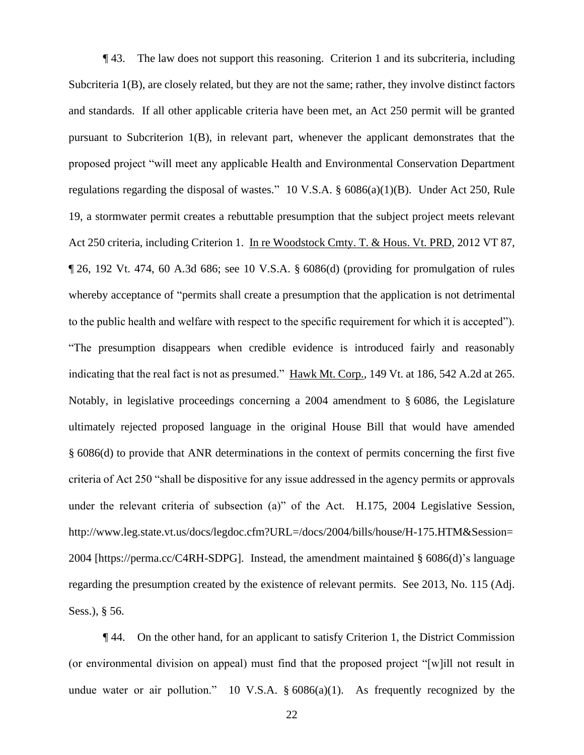¶ 43. The law does not support this reasoning. Criterion 1 and its subcriteria, including Subcriteria 1(B), are closely related, but they are not the same; rather, they involve distinct factors and standards. If all other applicable criteria have been met, an Act 250 permit will be granted pursuant to Subcriterion 1(B), in relevant part, whenever the applicant demonstrates that the proposed project "will meet any applicable Health and Environmental Conservation Department regulations regarding the disposal of wastes." 10 V.S.A. § 6086(a)(1)(B). Under Act 250, Rule 19, a stormwater permit creates a rebuttable presumption that the subject project meets relevant Act 250 criteria, including Criterion 1. In re Woodstock Cmty. T. & Hous. Vt. PRD, 2012 VT 87, ¶ 26, 192 Vt. 474, 60 A.3d 686; see 10 V.S.A. § 6086(d) (providing for promulgation of rules whereby acceptance of "permits shall create a presumption that the application is not detrimental to the public health and welfare with respect to the specific requirement for which it is accepted"). "The presumption disappears when credible evidence is introduced fairly and reasonably indicating that the real fact is not as presumed." Hawk Mt. Corp., 149 Vt. at 186, 542 A.2d at 265. Notably, in legislative proceedings concerning a 2004 amendment to § 6086, the Legislature ultimately rejected proposed language in the original House Bill that would have amended § 6086(d) to provide that ANR determinations in the context of permits concerning the first five criteria of Act 250 "shall be dispositive for any issue addressed in the agency permits or approvals under the relevant criteria of subsection (a)" of the Act. H.175, 2004 Legislative Session, http://www.leg.state.vt.us/docs/legdoc.cfm?URL=/docs/2004/bills/house/H-175.HTM&Session=2004 [https://perma.cc/C4RH-SDPG]. Instead, the amendment maintained § 6086(d)'s language regarding the presumption created by the existence of relevant permits. See 2013, No. 115 (Adj. Sess.), § 56.

¶ 44. On the other hand, for an applicant to satisfy Criterion 1, the District Commission (or environmental division on appeal) must find that the proposed project "[w]ill not result in undue water or air pollution." 10 V.S.A. § 6086(a)(1). As frequently recognized by the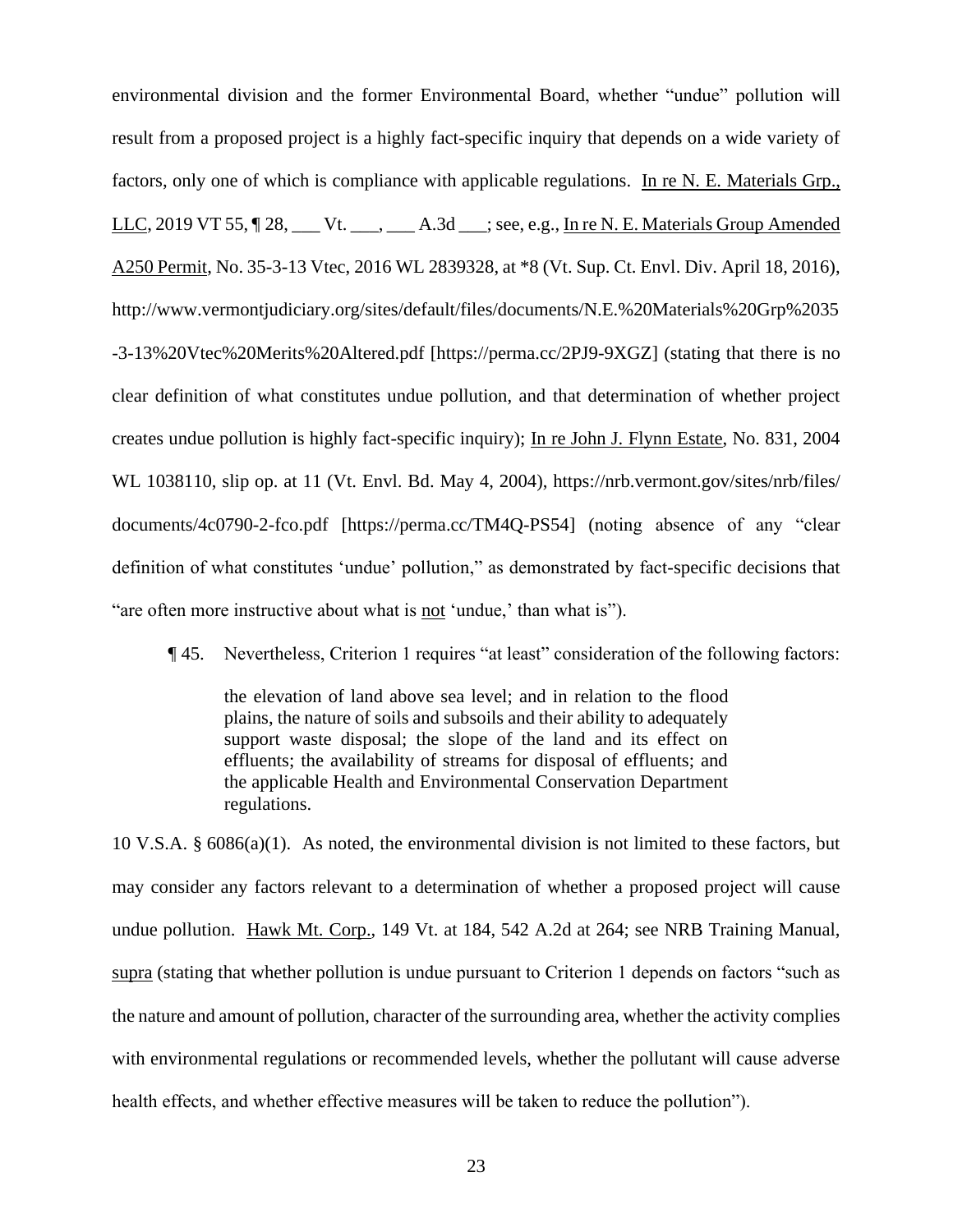environmental division and the former Environmental Board, whether "undue" pollution will result from a proposed project is a highly fact-specific inquiry that depends on a wide variety of factors, only one of which is compliance with applicable regulations. In re N. E. Materials Grp., LLC, 2019 VT 55, ¶ 28, ___ Vt. ___, ___ A.3d ___; see, e.g., In re N. E. Materials Group Amended A250 Permit, No. 35-3-13 Vtec, 2016 WL 2839328, at *8 (Vt. Sup. Ct. Envl. Div. April 18, 2016), http://www.vermontjudiciary.org/sites/default/files/documents/N.E.%20Materials%20Grp%2035-3-13%20Vtec%20Merits%20Altered.pdf [https://perma.cc/2PJ9-9XGZ] (stating that there is no clear definition of what constitutes undue pollution, and that determination of whether project creates undue pollution is highly fact-specific inquiry); In re John J. Flynn Estate, No. 831, 2004 WL 1038110, slip op. at 11 (Vt. Envl. Bd. May 4, 2004), https://nrb.vermont.gov/sites/nrb/files/documents/4c0790-2-fco.pdf [https://perma.cc/TM4Q-PS54] (noting absence of any "clear definition of what constitutes 'undue' pollution," as demonstrated by fact-specific decisions that "are often more instructive about what is not 'undue,' than what is").

¶ 45. Nevertheless, Criterion 1 requires "at least" consideration of the following factors:

> the elevation of land above sea level; and in relation to the flood plains, the nature of soils and subsoils and their ability to adequately support waste disposal; the slope of the land and its effect on effluents; the availability of streams for disposal of effluents; and the applicable Health and Environmental Conservation Department regulations.

10 V.S.A. § 6086(a)(1). As noted, the environmental division is not limited to these factors, but may consider any factors relevant to a determination of whether a proposed project will cause undue pollution. Hawk Mt. Corp., 149 Vt. at 184, 542 A.2d at 264; see NRB Training Manual, supra (stating that whether pollution is undue pursuant to Criterion 1 depends on factors "such as the nature and amount of pollution, character of the surrounding area, whether the activity complies with environmental regulations or recommended levels, whether the pollutant will cause adverse health effects, and whether effective measures will be taken to reduce the pollution").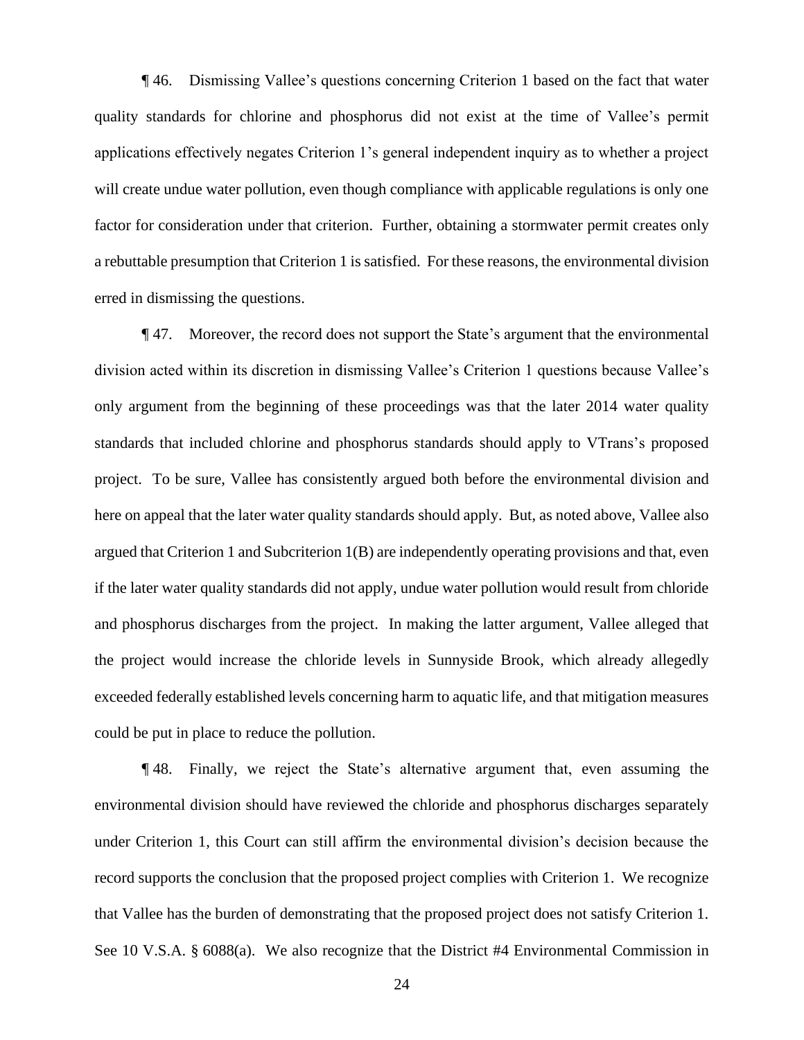¶ 46. Dismissing Vallee's questions concerning Criterion 1 based on the fact that water quality standards for chlorine and phosphorus did not exist at the time of Vallee's permit applications effectively negates Criterion 1's general independent inquiry as to whether a project will create undue water pollution, even though compliance with applicable regulations is only one factor for consideration under that criterion. Further, obtaining a stormwater permit creates only a rebuttable presumption that Criterion 1 is satisfied. For these reasons, the environmental division erred in dismissing the questions.

¶ 47. Moreover, the record does not support the State's argument that the environmental division acted within its discretion in dismissing Vallee's Criterion 1 questions because Vallee's only argument from the beginning of these proceedings was that the later 2014 water quality standards that included chlorine and phosphorus standards should apply to VTrans's proposed project. To be sure, Vallee has consistently argued both before the environmental division and here on appeal that the later water quality standards should apply. But, as noted above, Vallee also argued that Criterion 1 and Subcriterion 1(B) are independently operating provisions and that, even if the later water quality standards did not apply, undue water pollution would result from chloride and phosphorus discharges from the project. In making the latter argument, Vallee alleged that the project would increase the chloride levels in Sunnyside Brook, which already allegedly exceeded federally established levels concerning harm to aquatic life, and that mitigation measures could be put in place to reduce the pollution.

¶ 48. Finally, we reject the State's alternative argument that, even assuming the environmental division should have reviewed the chloride and phosphorus discharges separately under Criterion 1, this Court can still affirm the environmental division's decision because the record supports the conclusion that the proposed project complies with Criterion 1. We recognize that Vallee has the burden of demonstrating that the proposed project does not satisfy Criterion 1. See 10 V.S.A. § 6088(a). We also recognize that the District #4 Environmental Commission in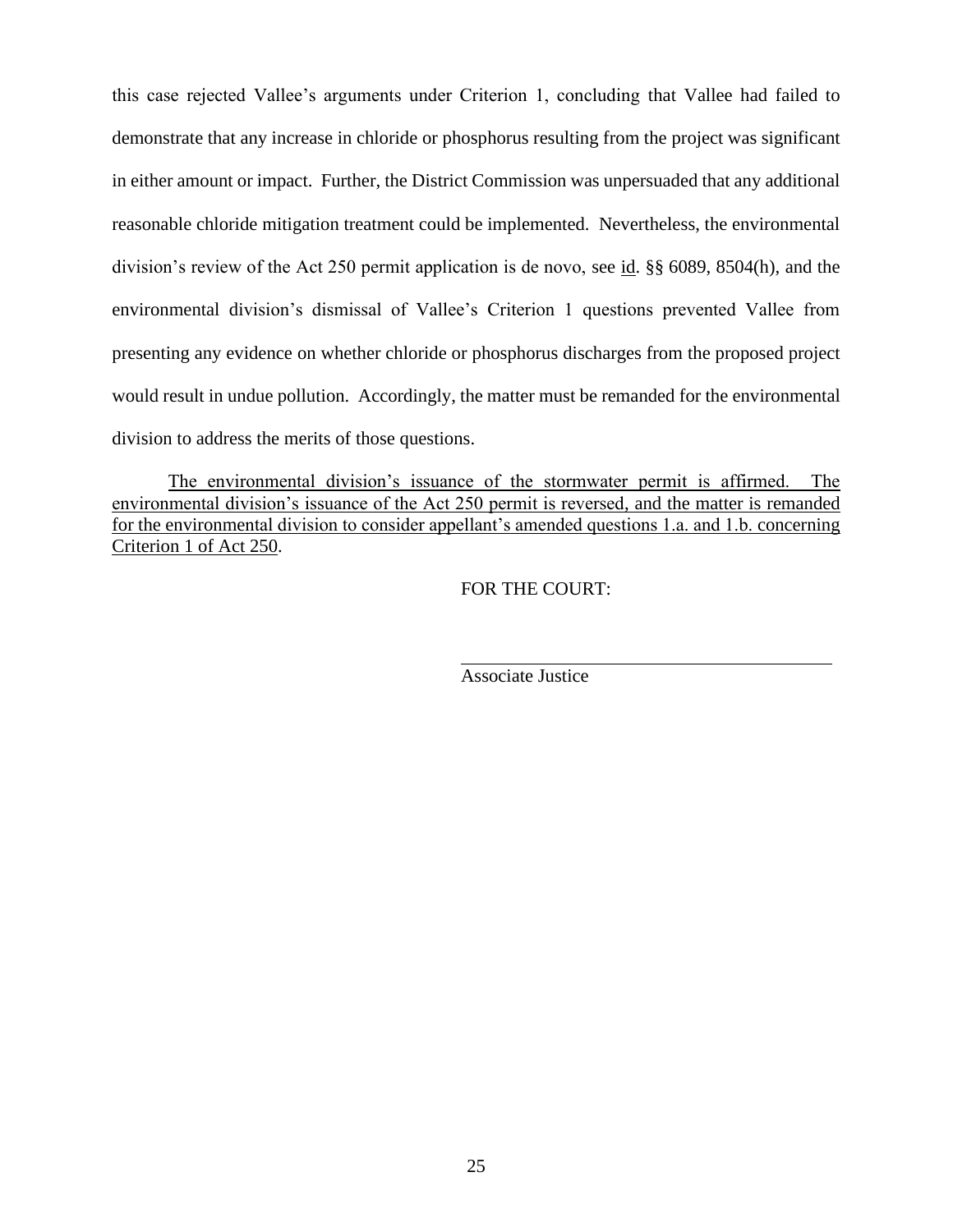this case rejected Vallee's arguments under Criterion 1, concluding that Vallee had failed to demonstrate that any increase in chloride or phosphorus resulting from the project was significant in either amount or impact. Further, the District Commission was unpersuaded that any additional reasonable chloride mitigation treatment could be implemented. Nevertheless, the environmental division's review of the Act 250 permit application is de novo, see id. §§ 6089, 8504(h), and the environmental division's dismissal of Vallee's Criterion 1 questions prevented Vallee from presenting any evidence on whether chloride or phosphorus discharges from the proposed project would result in undue pollution. Accordingly, the matter must be remanded for the environmental division to address the merits of those questions.

The environmental division's issuance of the stormwater permit is affirmed. The environmental division's issuance of the Act 250 permit is reversed, and the matter is remanded for the environmental division to consider appellant's amended questions 1.a. and 1.b. concerning Criterion 1 of Act 250.

FOR THE COURT:

\_\_\_\_\_\_\_\_\_\_\_\_\_\_\_\_\_\_\_\_\_\_\_\_\_\_\_\_\_\_\_\_\_\_\_\_\_\_\_\_

Associate Justice